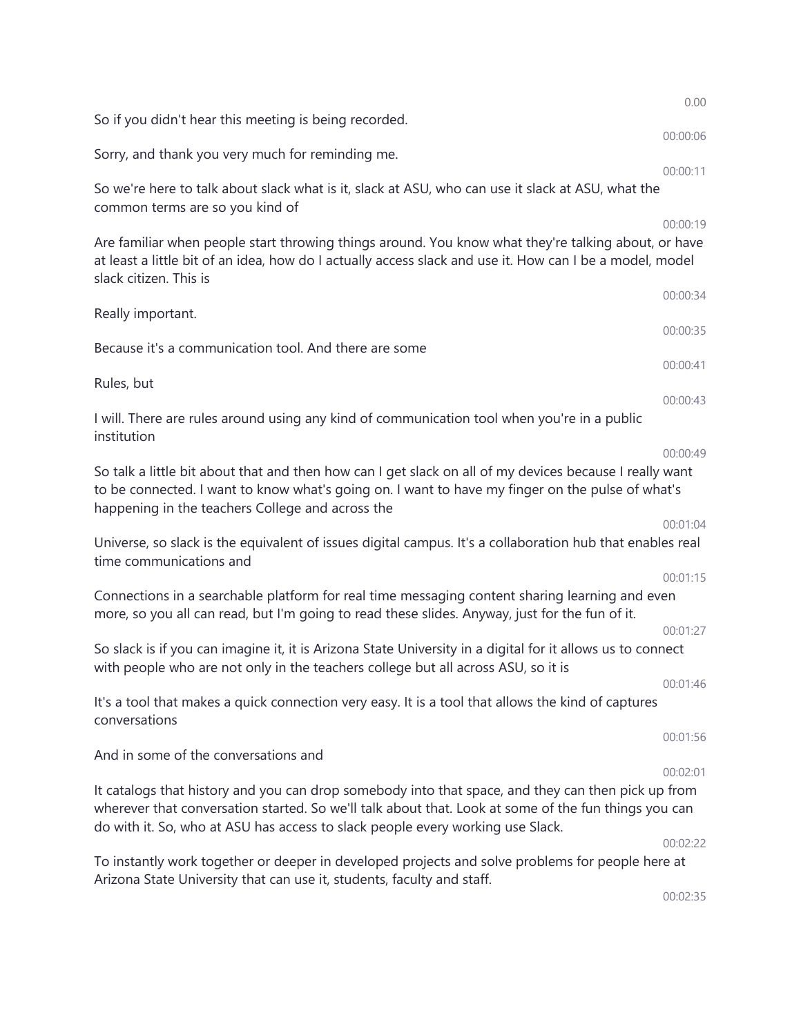0.00

So if you didn't hear this meeting is being recorded.

00:00:06

Sorry, and thank you very much for reminding me.

00:00:11

So we're here to talk about slack what is it, slack at ASU, who can use it slack at ASU, what the common terms are so you kind of

00:00:19

Are familiar when people start throwing things around. You know what they're talking about, or have at least a little bit of an idea, how do I actually access slack and use it. How can I be a model, model slack citizen. This is

00:00:34

Really important.

00:00:35

Because it's a communication tool. And there are some

00:00:41

Rules, but

00:00:43

I will. There are rules around using any kind of communication tool when you're in a public institution

00:00:49

So talk a little bit about that and then how can I get slack on all of my devices because I really want to be connected. I want to know what's going on. I want to have my finger on the pulse of what's happening in the teachers College and across the

00:01:04

Universe, so slack is the equivalent of issues digital campus. It's a collaboration hub that enables real time communications and

00:01:15

Connections in a searchable platform for real time messaging content sharing learning and even more, so you all can read, but I'm going to read these slides. Anyway, just for the fun of it.

00:01:27

So slack is if you can imagine it, it is Arizona State University in a digital for it allows us to connect with people who are not only in the teachers college but all across ASU, so it is

00:01:46

It's a tool that makes a quick connection very easy. It is a tool that allows the kind of captures conversations

00:01:56

And in some of the conversations and

00:02:01

It catalogs that history and you can drop somebody into that space, and they can then pick up from wherever that conversation started. So we'll talk about that. Look at some of the fun things you can do with it. So, who at ASU has access to slack people every working use Slack.

00:02:22

To instantly work together or deeper in developed projects and solve problems for people here at Arizona State University that can use it, students, faculty and staff.

00:02:35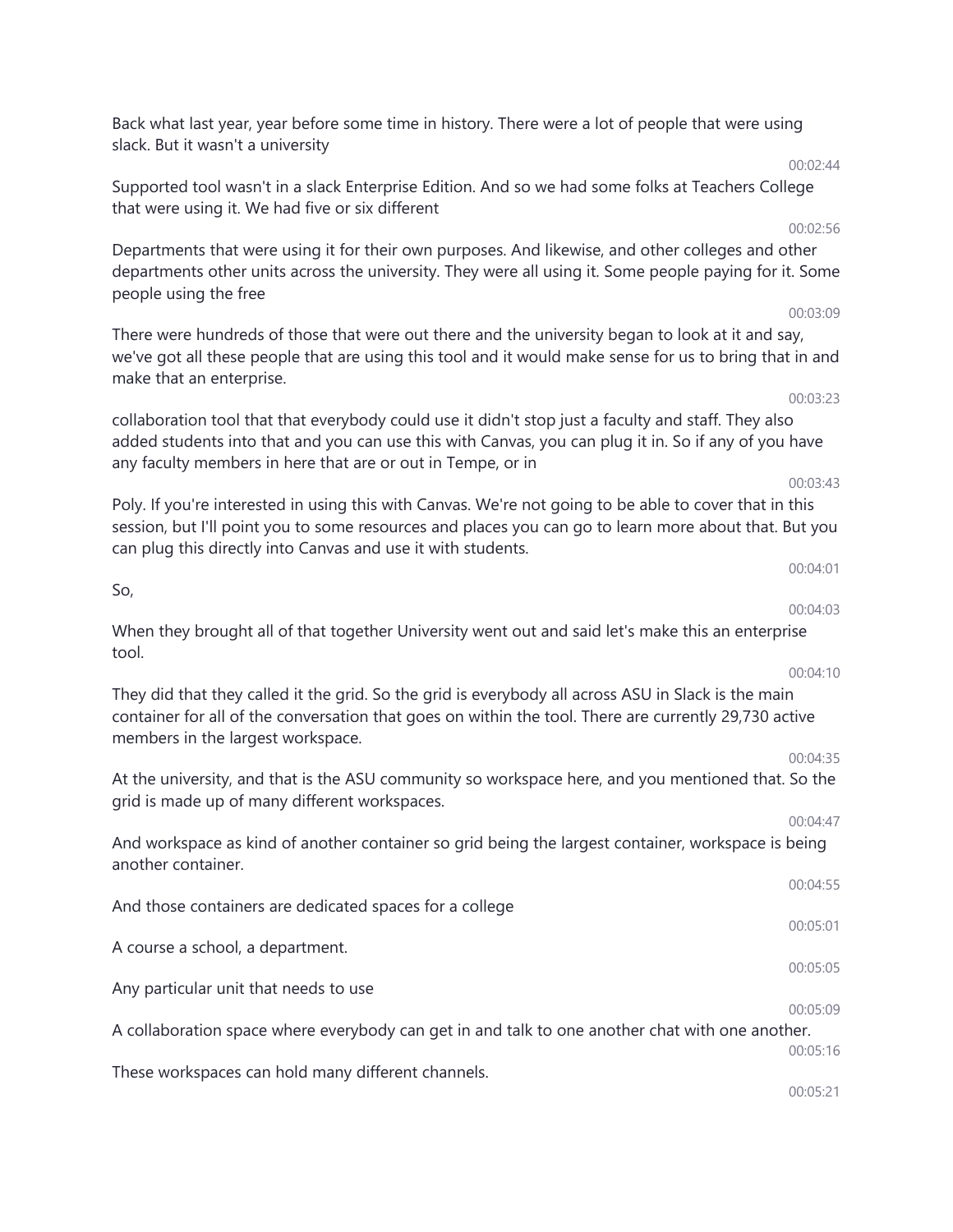Back what last year, year before some time in history. There were a lot of people that were using slack. But it wasn't a university

00:02:44

Supported tool wasn't in a slack Enterprise Edition. And so we had some folks at Teachers College that were using it. We had five or six different

00:02:56

Departments that were using it for their own purposes. And likewise, and other colleges and other departments other units across the university. They were all using it. Some people paying for it. Some people using the free

00:03:09

There were hundreds of those that were out there and the university began to look at it and say, we've got all these people that are using this tool and it would make sense for us to bring that in and make that an enterprise.

00:03:23

collaboration tool that that everybody could use it didn't stop just a faculty and staff. They also added students into that and you can use this with Canvas, you can plug it in. So if any of you have any faculty members in here that are or out in Tempe, or in

00:03:43

Poly. If you're interested in using this with Canvas. We're not going to be able to cover that in this session, but I'll point you to some resources and places you can go to learn more about that. But you can plug this directly into Canvas and use it with students.

00:04:01

So,

00:04:03

When they brought all of that together University went out and said let's make this an enterprise tool.

00:04:10

They did that they called it the grid. So the grid is everybody all across ASU in Slack is the main container for all of the conversation that goes on within the tool. There are currently 29,730 active members in the largest workspace.

00:04:35

At the university, and that is the ASU community so workspace here, and you mentioned that. So the grid is made up of many different workspaces.

00:04:47

And workspace as kind of another container so grid being the largest container, workspace is being another container.

00:04:55

And those containers are dedicated spaces for a college

00:05:01

A course a school, a department.

00:05:05

Any particular unit that needs to use

00:05:09

A collaboration space where everybody can get in and talk to one another chat with one another.

00:05:16

These workspaces can hold many different channels.

00:05:21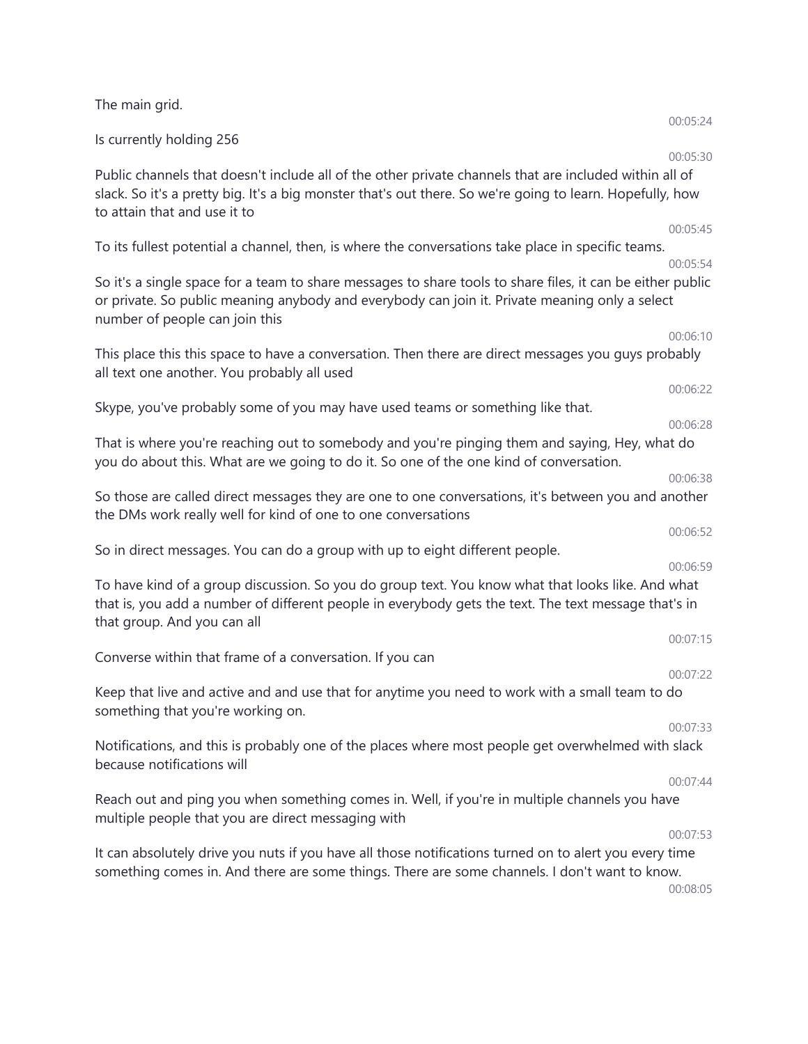The main grid.

00:05:24

Is currently holding 256

00:05:30

Public channels that doesn't include all of the other private channels that are included within all of slack. So it's a pretty big. It's a big monster that's out there. So we're going to learn. Hopefully, how to attain that and use it to

00:05:45

To its fullest potential a channel, then, is where the conversations take place in specific teams.

00:05:54

So it's a single space for a team to share messages to share tools to share files, it can be either public or private. So public meaning anybody and everybody can join it. Private meaning only a select number of people can join this

00:06:10

This place this this space to have a conversation. Then there are direct messages you guys probably all text one another. You probably all used

00:06:22

Skype, you've probably some of you may have used teams or something like that.

00:06:28

That is where you're reaching out to somebody and you're pinging them and saying, Hey, what do you do about this. What are we going to do it. So one of the one kind of conversation.

00:06:38

So those are called direct messages they are one to one conversations, it's between you and another the DMs work really well for kind of one to one conversations

00:06:52

So in direct messages. You can do a group with up to eight different people.

00:06:59

To have kind of a group discussion. So you do group text. You know what that looks like. And what that is, you add a number of different people in everybody gets the text. The text message that's in that group. And you can all

00:07:15

Converse within that frame of a conversation. If you can

00:07:22

Keep that live and active and and use that for anytime you need to work with a small team to do something that you're working on.

00:07:33

Notifications, and this is probably one of the places where most people get overwhelmed with slack because notifications will

00:07:44

Reach out and ping you when something comes in. Well, if you're in multiple channels you have multiple people that you are direct messaging with

00:07:53

It can absolutely drive you nuts if you have all those notifications turned on to alert you every time something comes in. And there are some things. There are some channels. I don't want to know.

00:08:05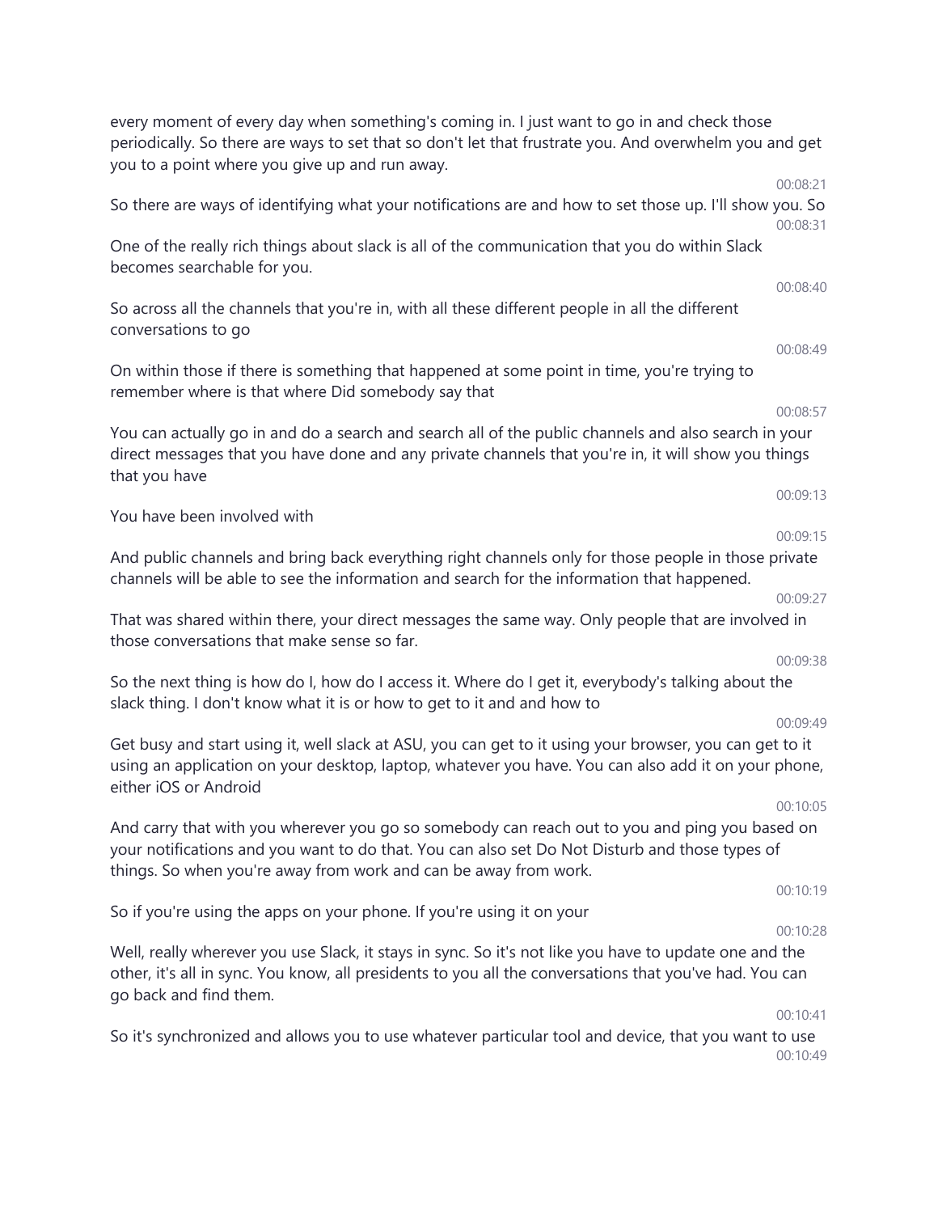every moment of every day when something's coming in. I just want to go in and check those periodically. So there are ways to set that so don't let that frustrate you. And overwhelm you and get you to a point where you give up and run away.

00:08:21

So there are ways of identifying what your notifications are and how to set those up. I'll show you. So

00:08:31

One of the really rich things about slack is all of the communication that you do within Slack becomes searchable for you.

00:08:40

So across all the channels that you're in, with all these different people in all the different conversations to go

00:08:49

On within those if there is something that happened at some point in time, you're trying to remember where is that where Did somebody say that

00:08:57

You can actually go in and do a search and search all of the public channels and also search in your direct messages that you have done and any private channels that you're in, it will show you things that you have

00:09:13

You have been involved with

00:09:15

And public channels and bring back everything right channels only for those people in those private channels will be able to see the information and search for the information that happened.

00:09:27

That was shared within there, your direct messages the same way. Only people that are involved in those conversations that make sense so far.

00:09:38

So the next thing is how do I, how do I access it. Where do I get it, everybody's talking about the slack thing. I don't know what it is or how to get to it and and how to

00:09:49

Get busy and start using it, well slack at ASU, you can get to it using your browser, you can get to it using an application on your desktop, laptop, whatever you have. You can also add it on your phone, either iOS or Android

00:10:05

And carry that with you wherever you go so somebody can reach out to you and ping you based on your notifications and you want to do that. You can also set Do Not Disturb and those types of things. So when you're away from work and can be away from work.

00:10:19

So if you're using the apps on your phone. If you're using it on your

00:10:28

Well, really wherever you use Slack, it stays in sync. So it's not like you have to update one and the other, it's all in sync. You know, all presidents to you all the conversations that you've had. You can go back and find them.

00:10:41

So it's synchronized and allows you to use whatever particular tool and device, that you want to use

00:10:49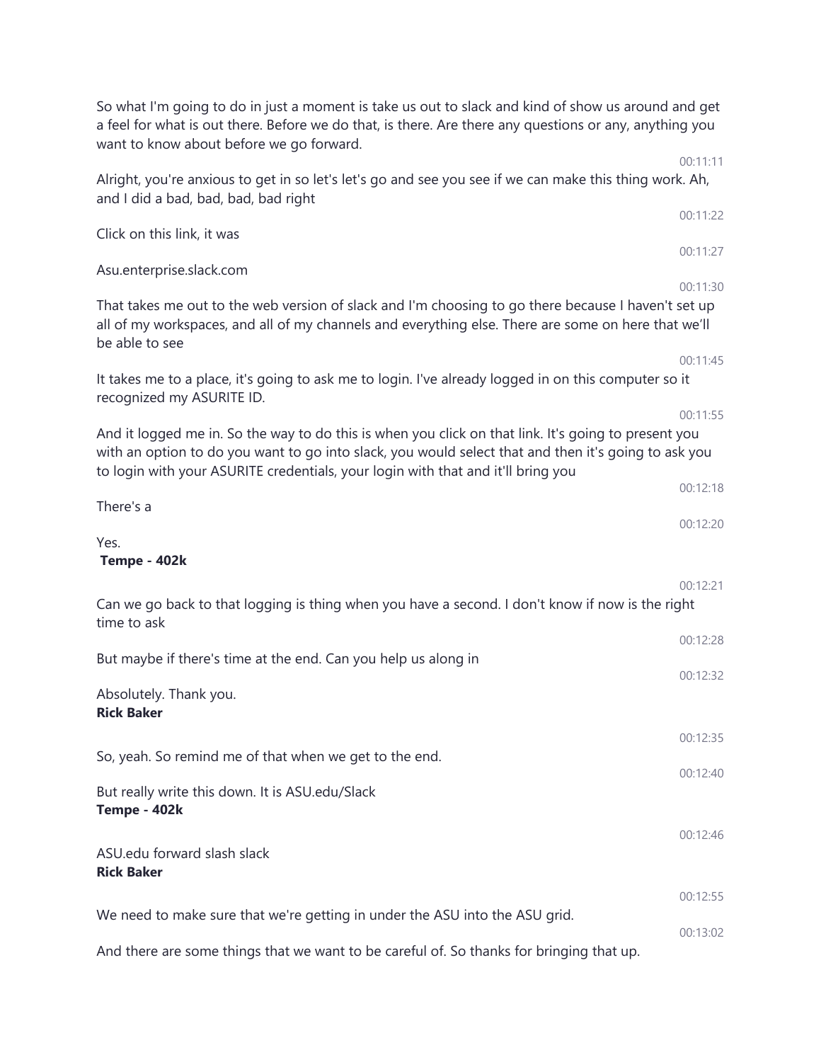So what I'm going to do in just a moment is take us out to slack and kind of show us around and get a feel for what is out there. Before we do that, is there. Are there any questions or any, anything you want to know about before we go forward.

00:11:11

Alright, you're anxious to get in so let's let's go and see you see if we can make this thing work. Ah, and I did a bad, bad, bad, bad right

00:11:22

Click on this link, it was

00:11:27

Asu.enterprise.slack.com

00:11:30

That takes me out to the web version of slack and I'm choosing to go there because I haven't set up all of my workspaces, and all of my channels and everything else. There are some on here that we'll be able to see

00:11:45

It takes me to a place, it's going to ask me to login. I've already logged in on this computer so it recognized my ASURITE ID.

00:11:55

And it logged me in. So the way to do this is when you click on that link. It's going to present you with an option to do you want to go into slack, you would select that and then it's going to ask you to login with your ASURITE credentials, your login with that and it'll bring you

00:12:18

There's a

00:12:20

Yes.

**Tempe - 402k**

00:12:21

Can we go back to that logging is thing when you have a second. I don't know if now is the right time to ask

00:12:28

But maybe if there's time at the end. Can you help us along in

00:12:32

Absolutely. Thank you.

**Rick Baker**

00:12:35

So, yeah. So remind me of that when we get to the end.

00:12:40

But really write this down. It is ASU.edu/Slack

**Tempe - 402k**

00:12:46

ASU.edu forward slash slack

**Rick Baker**

00:12:55

We need to make sure that we're getting in under the ASU into the ASU grid.

00:13:02

And there are some things that we want to be careful of. So thanks for bringing that up.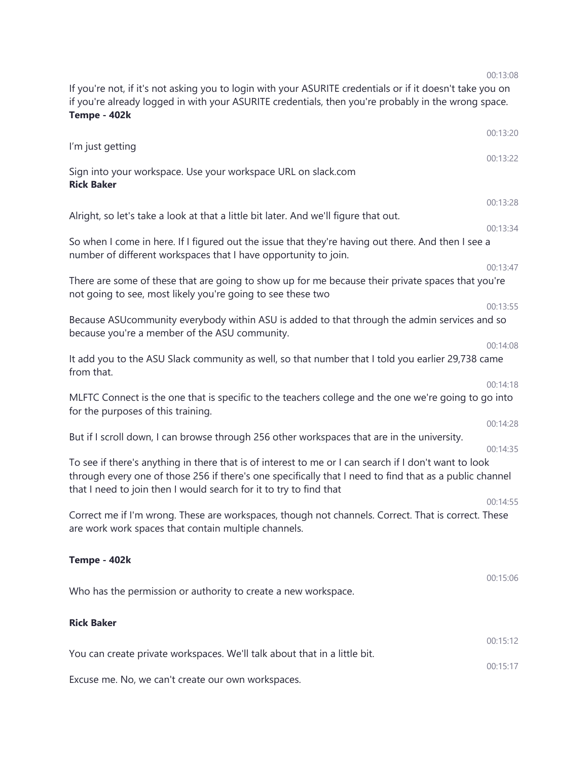00:13:08

If you're not, if it's not asking you to login with your ASURITE credentials or if it doesn't take you on if you're already logged in with your ASURITE credentials, then you're probably in the wrong space.

**Tempe - 402k**

00:13:20

I'm just getting

00:13:22

Sign into your workspace. Use your workspace URL on slack.com

**Rick Baker**

00:13:28

Alright, so let's take a look at that a little bit later. And we'll figure that out.

00:13:34

So when I come in here. If I figured out the issue that they're having out there. And then I see a number of different workspaces that I have opportunity to join.

00:13:47

There are some of these that are going to show up for me because their private spaces that you're not going to see, most likely you're going to see these two

00:13:55

Because ASUcommunity everybody within ASU is added to that through the admin services and so because you're a member of the ASU community.

00:14:08

It add you to the ASU Slack community as well, so that number that I told you earlier 29,738 came from that.

00:14:18

MLFTC Connect is the one that is specific to the teachers college and the one we're going to go into for the purposes of this training.

00:14:28

But if I scroll down, I can browse through 256 other workspaces that are in the university.

00:14:35

To see if there's anything in there that is of interest to me or I can search if I don't want to look through every one of those 256 if there's one specifically that I need to find that as a public channel that I need to join then I would search for it to try to find that

00:14:55

Correct me if I'm wrong. These are workspaces, though not channels. Correct. That is correct. These are work work spaces that contain multiple channels.

**Tempe - 402k**

00:15:06

Who has the permission or authority to create a new workspace.

**Rick Baker**

00:15:12

You can create private workspaces. We'll talk about that in a little bit.

00:15:17

Excuse me. No, we can't create our own workspaces.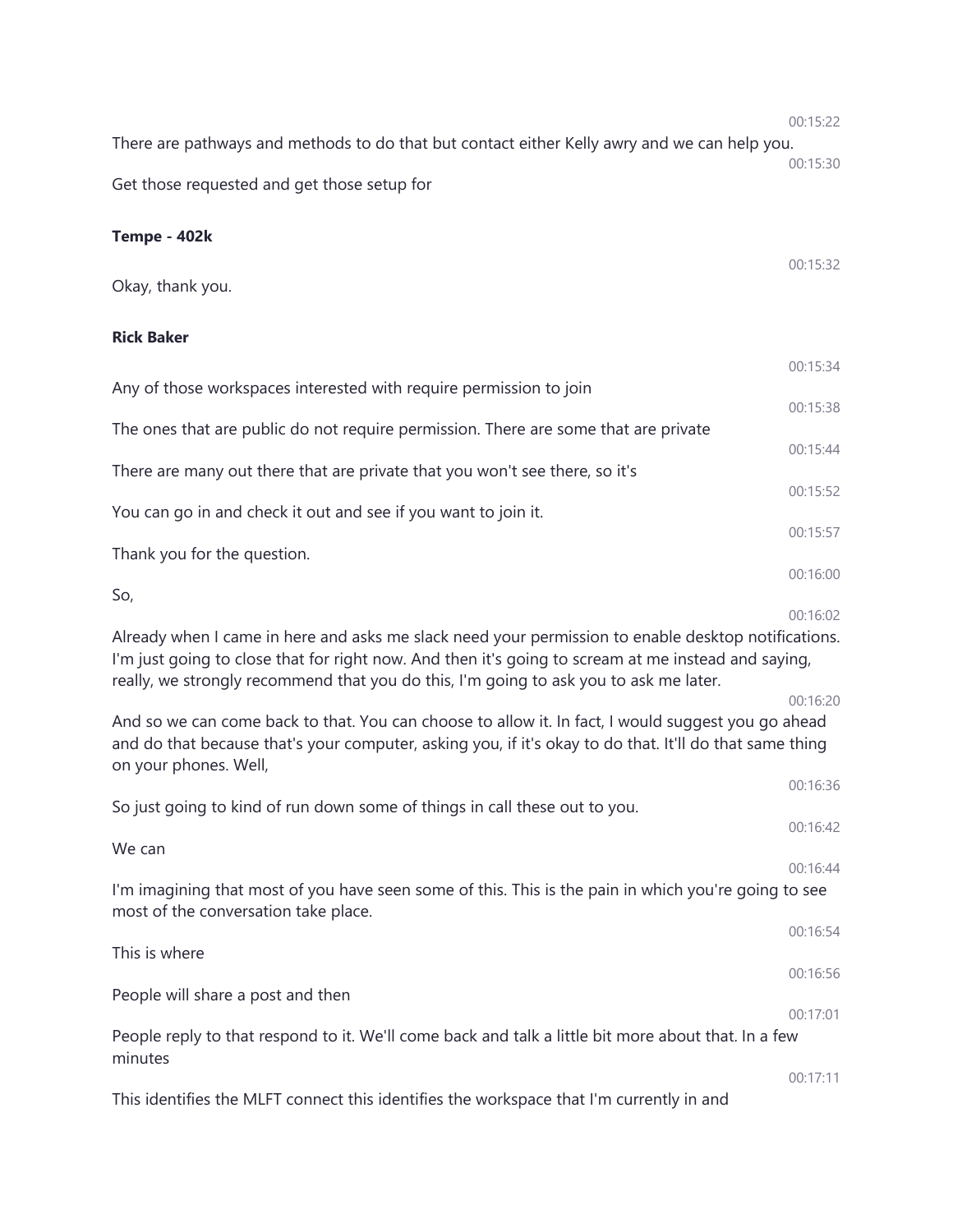00:15:22

There are pathways and methods to do that but contact either Kelly awry and we can help you.

00:15:30

Get those requested and get those setup for

**Tempe - 402k**

00:15:32

Okay, thank you.

**Rick Baker**

00:15:34

Any of those workspaces interested with require permission to join

00:15:38

The ones that are public do not require permission. There are some that are private

00:15:44

There are many out there that are private that you won't see there, so it's

00:15:52

You can go in and check it out and see if you want to join it.

00:15:57

Thank you for the question.

00:16:00

So,

00:16:02

Already when I came in here and asks me slack need your permission to enable desktop notifications. I'm just going to close that for right now. And then it's going to scream at me instead and saying, really, we strongly recommend that you do this, I'm going to ask you to ask me later.

00:16:20

And so we can come back to that. You can choose to allow it. In fact, I would suggest you go ahead and do that because that's your computer, asking you, if it's okay to do that. It'll do that same thing on your phones. Well,

00:16:36

So just going to kind of run down some of things in call these out to you.

00:16:42

We can

00:16:44

I'm imagining that most of you have seen some of this. This is the pain in which you're going to see most of the conversation take place.

00:16:54

This is where

00:16:56

People will share a post and then

00:17:01

People reply to that respond to it. We'll come back and talk a little bit more about that. In a few minutes

00:17:11

This identifies the MLFT connect this identifies the workspace that I'm currently in and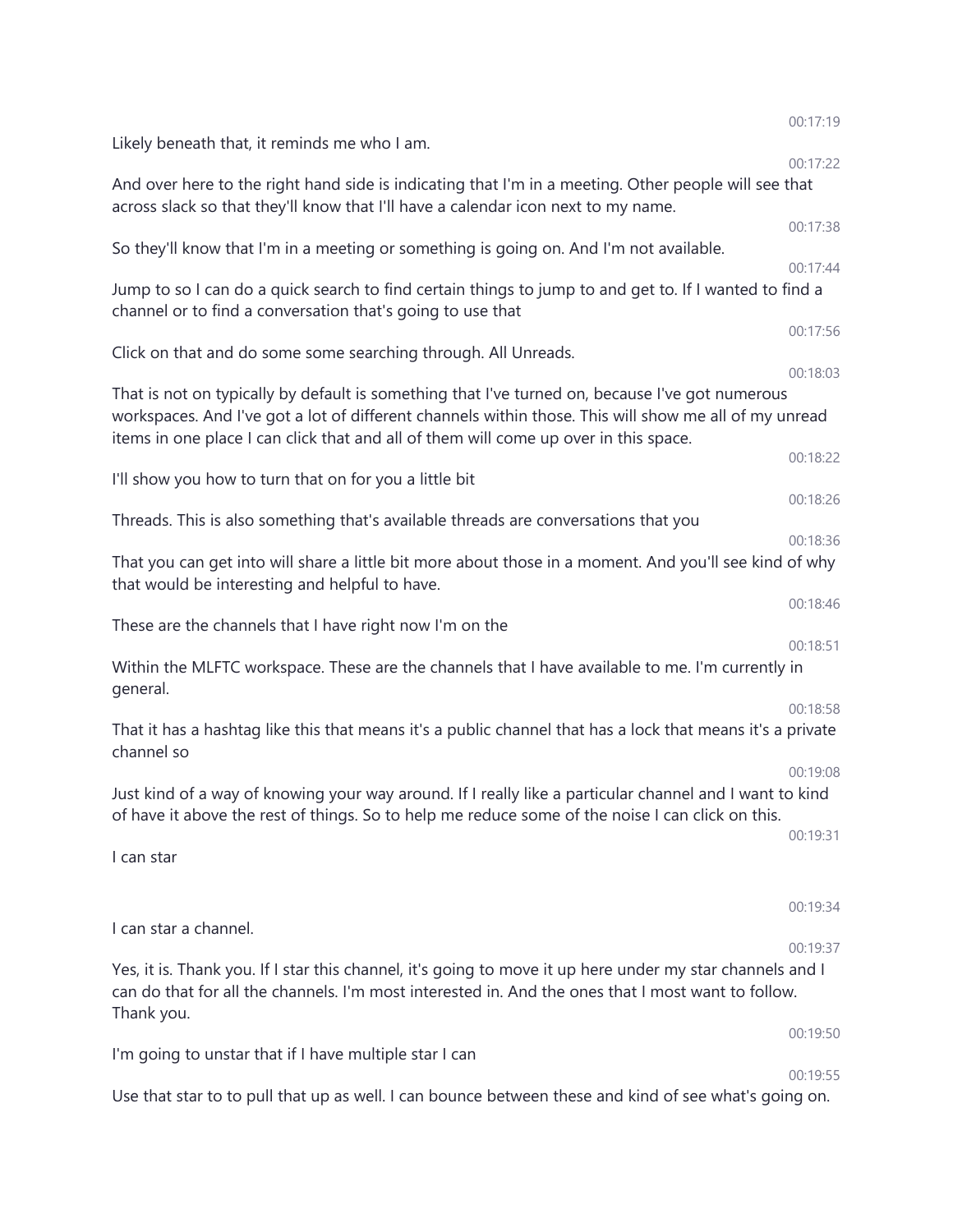00:17:19

Likely beneath that, it reminds me who I am.

00:17:22

And over here to the right hand side is indicating that I'm in a meeting. Other people will see that across slack so that they'll know that I'll have a calendar icon next to my name.

00:17:38

So they'll know that I'm in a meeting or something is going on. And I'm not available.

00:17:44

Jump to so I can do a quick search to find certain things to jump to and get to. If I wanted to find a channel or to find a conversation that's going to use that

00:17:56

Click on that and do some some searching through. All Unreads.

00:18:03

That is not on typically by default is something that I've turned on, because I've got numerous workspaces. And I've got a lot of different channels within those. This will show me all of my unread items in one place I can click that and all of them will come up over in this space.

00:18:22

I'll show you how to turn that on for you a little bit

00:18:26

Threads. This is also something that's available threads are conversations that you

00:18:36

That you can get into will share a little bit more about those in a moment. And you'll see kind of why that would be interesting and helpful to have.

00:18:46

These are the channels that I have right now I'm on the

00:18:51

Within the MLFTC workspace. These are the channels that I have available to me. I'm currently in general.

00:18:58

That it has a hashtag like this that means it's a public channel that has a lock that means it's a private channel so

00:19:08

Just kind of a way of knowing your way around. If I really like a particular channel and I want to kind of have it above the rest of things. So to help me reduce some of the noise I can click on this.

00:19:31

I can star

00:19:34

I can star a channel.

00:19:37

Yes, it is. Thank you. If I star this channel, it's going to move it up here under my star channels and I can do that for all the channels. I'm most interested in. And the ones that I most want to follow. Thank you.

00:19:50

I'm going to unstar that if I have multiple star I can

00:19:55

Use that star to to pull that up as well. I can bounce between these and kind of see what's going on.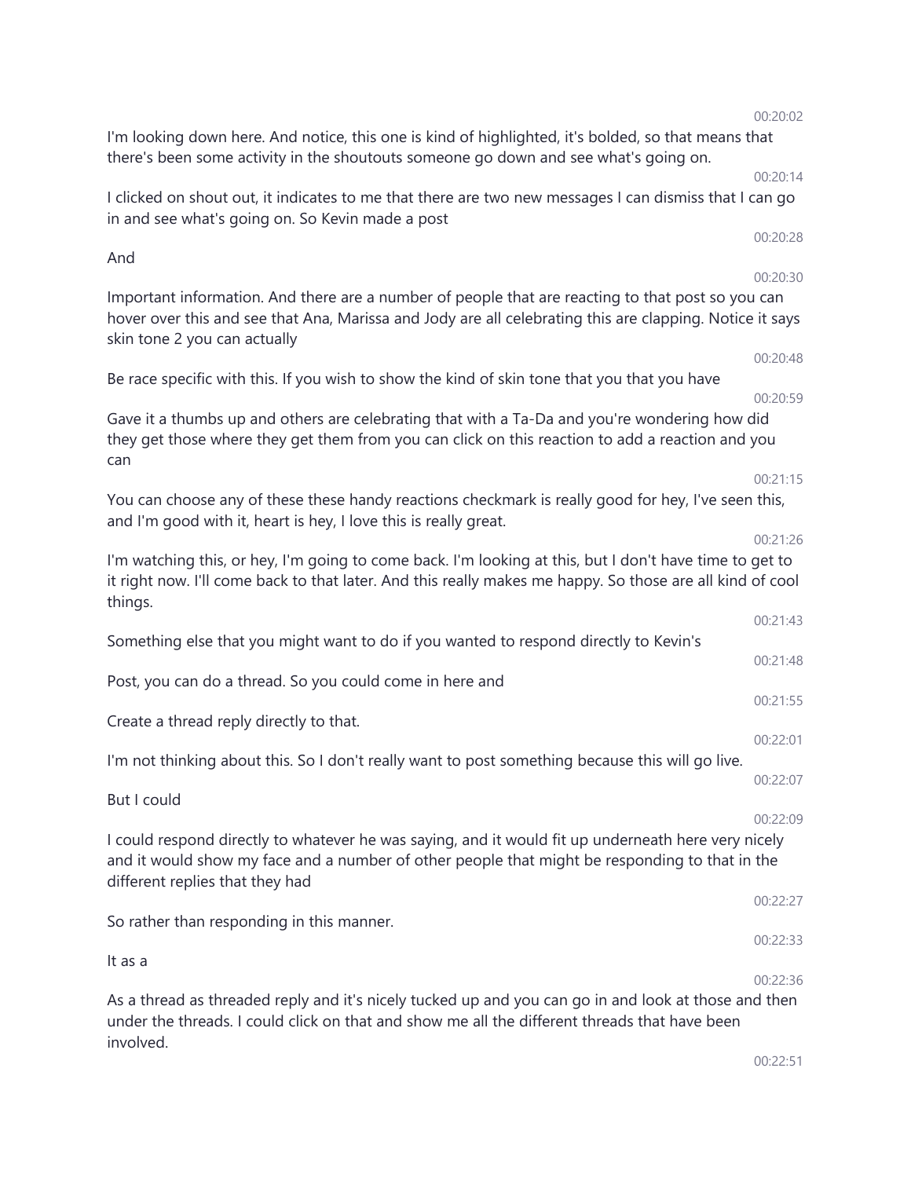00:20:02

I'm looking down here. And notice, this one is kind of highlighted, it's bolded, so that means that there's been some activity in the shoutouts someone go down and see what's going on.

00:20:14

I clicked on shout out, it indicates to me that there are two new messages I can dismiss that I can go in and see what's going on. So Kevin made a post

00:20:28

And

00:20:30

Important information. And there are a number of people that are reacting to that post so you can hover over this and see that Ana, Marissa and Jody are all celebrating this are clapping. Notice it says skin tone 2 you can actually

00:20:48

Be race specific with this. If you wish to show the kind of skin tone that you that you have

00:20:59

Gave it a thumbs up and others are celebrating that with a Ta-Da and you're wondering how did they get those where they get them from you can click on this reaction to add a reaction and you can

00:21:15

You can choose any of these these handy reactions checkmark is really good for hey, I've seen this, and I'm good with it, heart is hey, I love this is really great.

00:21:26

I'm watching this, or hey, I'm going to come back. I'm looking at this, but I don't have time to get to it right now. I'll come back to that later. And this really makes me happy. So those are all kind of cool things.

00:21:43

Something else that you might want to do if you wanted to respond directly to Kevin's

00:21:48

Post, you can do a thread. So you could come in here and

00:21:55

Create a thread reply directly to that.

00:22:01

I'm not thinking about this. So I don't really want to post something because this will go live.

00:22:07

But I could

00:22:09

I could respond directly to whatever he was saying, and it would fit up underneath here very nicely and it would show my face and a number of other people that might be responding to that in the different replies that they had

00:22:27

So rather than responding in this manner.

00:22:33

It as a

00:22:36

As a thread as threaded reply and it's nicely tucked up and you can go in and look at those and then under the threads. I could click on that and show me all the different threads that have been involved.

00:22:51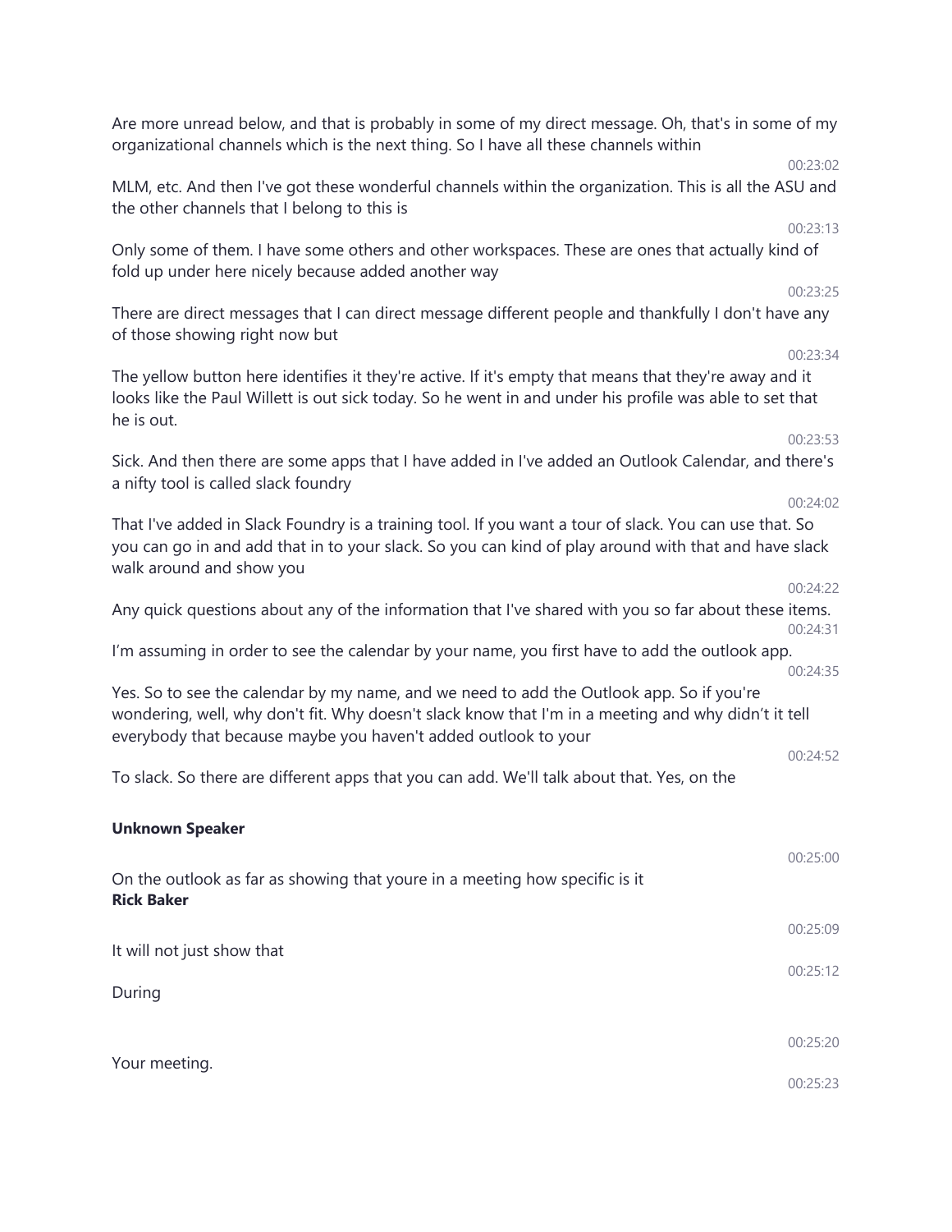Are more unread below, and that is probably in some of my direct message. Oh, that's in some of my organizational channels which is the next thing. So I have all these channels within

00:23:02

MLM, etc. And then I've got these wonderful channels within the organization. This is all the ASU and the other channels that I belong to this is

00:23:13

Only some of them. I have some others and other workspaces. These are ones that actually kind of fold up under here nicely because added another way

00:23:25

There are direct messages that I can direct message different people and thankfully I don't have any of those showing right now but

00:23:34

The yellow button here identifies it they're active. If it's empty that means that they're away and it looks like the Paul Willett is out sick today. So he went in and under his profile was able to set that he is out.

00:23:53

Sick. And then there are some apps that I have added in I've added an Outlook Calendar, and there's a nifty tool is called slack foundry

00:24:02

That I've added in Slack Foundry is a training tool. If you want a tour of slack. You can use that. So you can go in and add that in to your slack. So you can kind of play around with that and have slack walk around and show you

00:24:22

Any quick questions about any of the information that I've shared with you so far about these items.

00:24:31

I'm assuming in order to see the calendar by your name, you first have to add the outlook app.

00:24:35

Yes. So to see the calendar by my name, and we need to add the Outlook app. So if you're wondering, well, why don't fit. Why doesn't slack know that I'm in a meeting and why didn't it tell everybody that because maybe you haven't added outlook to your

00:24:52

To slack. So there are different apps that you can add. We'll talk about that. Yes, on the

**Unknown Speaker**

00:25:00

On the outlook as far as showing that youre in a meeting how specific is it

**Rick Baker**

00:25:09

It will not just show that

00:25:12

During

00:25:20

Your meeting.

00:25:23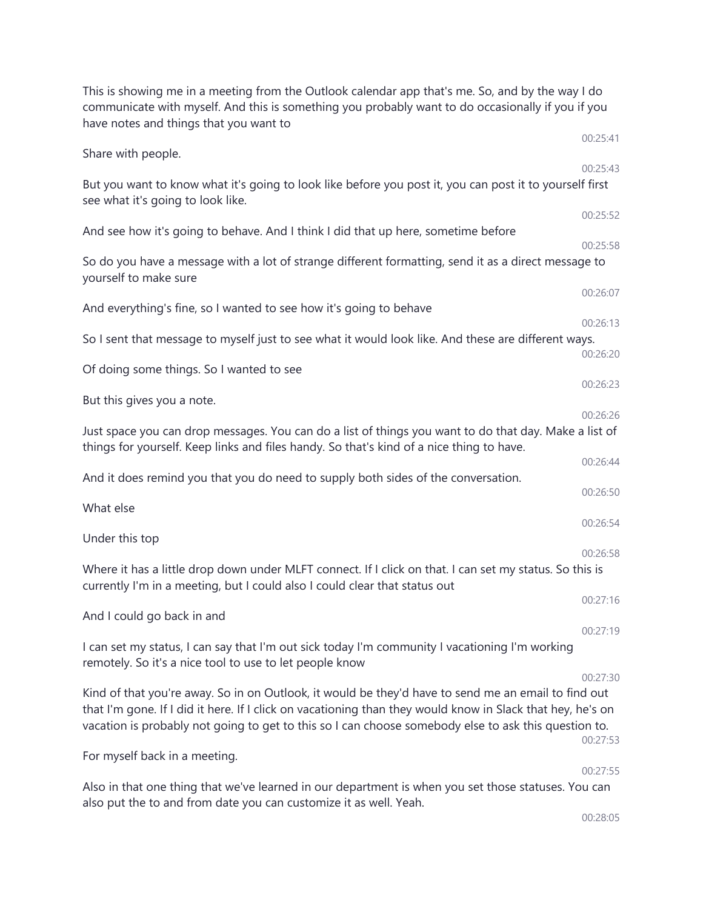This is showing me in a meeting from the Outlook calendar app that's me. So, and by the way I do communicate with myself. And this is something you probably want to do occasionally if you if you have notes and things that you want to

00:25:41

Share with people.

00:25:43

But you want to know what it's going to look like before you post it, you can post it to yourself first see what it's going to look like.

00:25:52

And see how it's going to behave. And I think I did that up here, sometime before

00:25:58

So do you have a message with a lot of strange different formatting, send it as a direct message to yourself to make sure

00:26:07

And everything's fine, so I wanted to see how it's going to behave

00:26:13

So I sent that message to myself just to see what it would look like. And these are different ways.

00:26:20

Of doing some things. So I wanted to see

00:26:23

But this gives you a note.

00:26:26

Just space you can drop messages. You can do a list of things you want to do that day. Make a list of things for yourself. Keep links and files handy. So that's kind of a nice thing to have.

00:26:44

And it does remind you that you do need to supply both sides of the conversation.

00:26:50

What else

00:26:54

Under this top

00:26:58

Where it has a little drop down under MLFT connect. If I click on that. I can set my status. So this is currently I'm in a meeting, but I could also I could clear that status out

00:27:16

And I could go back in and

00:27:19

I can set my status, I can say that I'm out sick today I'm community I vacationing I'm working remotely. So it's a nice tool to use to let people know

00:27:30

Kind of that you're away. So in on Outlook, it would be they'd have to send me an email to find out that I'm gone. If I did it here. If I click on vacationing than they would know in Slack that hey, he's on vacation is probably not going to get to this so I can choose somebody else to ask this question to.

00:27:53

For myself back in a meeting.

00:27:55

Also in that one thing that we've learned in our department is when you set those statuses. You can also put the to and from date you can customize it as well. Yeah.

00:28:05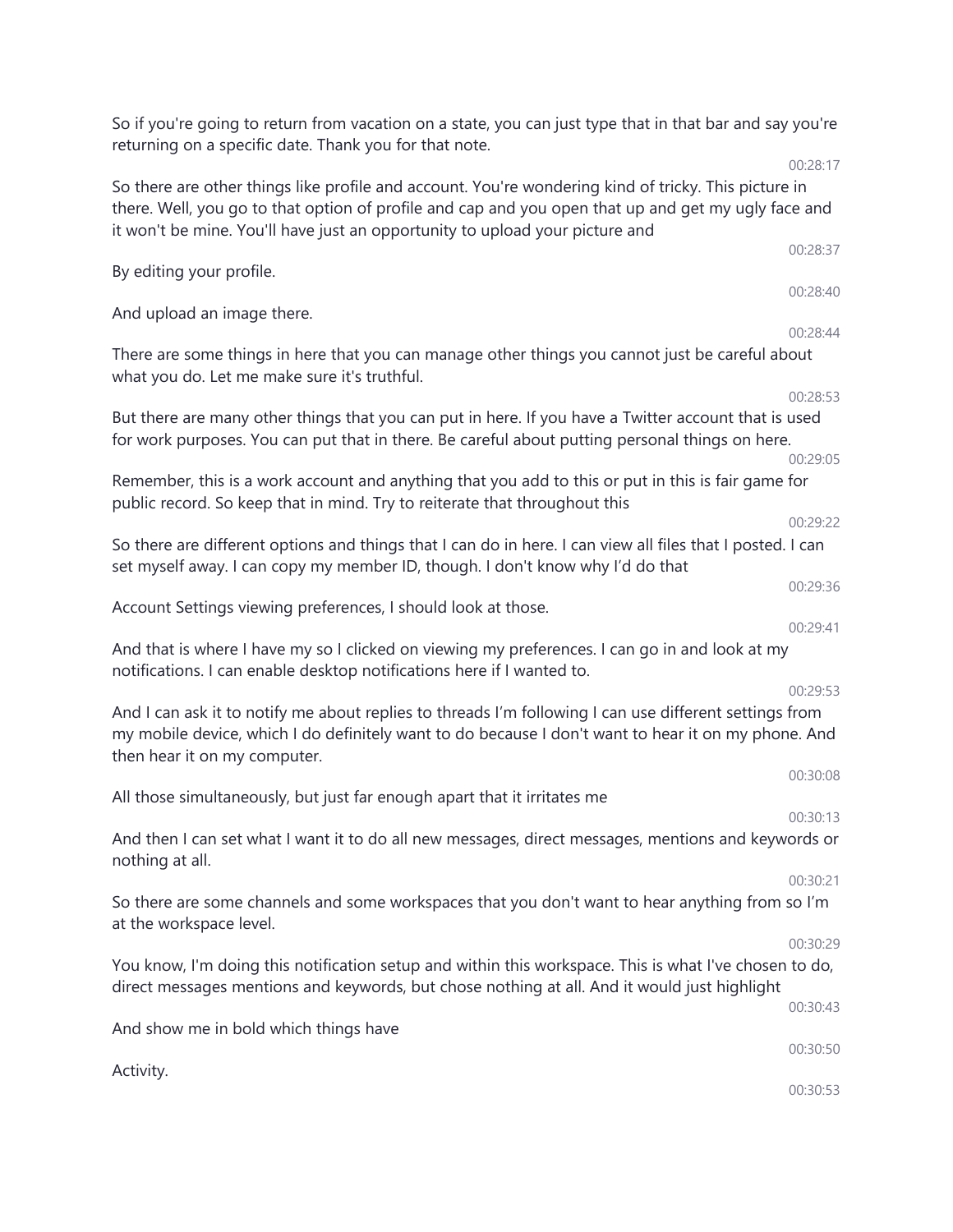So if you're going to return from vacation on a state, you can just type that in that bar and say you're returning on a specific date. Thank you for that note.

00:28:17

So there are other things like profile and account. You're wondering kind of tricky. This picture in there. Well, you go to that option of profile and cap and you open that up and get my ugly face and it won't be mine. You'll have just an opportunity to upload your picture and

00:28:37

By editing your profile.

00:28:40

And upload an image there.

00:28:44

There are some things in here that you can manage other things you cannot just be careful about what you do. Let me make sure it's truthful.

00:28:53

But there are many other things that you can put in here. If you have a Twitter account that is used for work purposes. You can put that in there. Be careful about putting personal things on here.

00:29:05

Remember, this is a work account and anything that you add to this or put in this is fair game for public record. So keep that in mind. Try to reiterate that throughout this

00:29:22

So there are different options and things that I can do in here. I can view all files that I posted. I can set myself away. I can copy my member ID, though. I don't know why I'd do that

00:29:36

Account Settings viewing preferences, I should look at those.

00:29:41

And that is where I have my so I clicked on viewing my preferences. I can go in and look at my notifications. I can enable desktop notifications here if I wanted to.

00:29:53

And I can ask it to notify me about replies to threads I'm following I can use different settings from my mobile device, which I do definitely want to do because I don't want to hear it on my phone. And then hear it on my computer.

00:30:08

All those simultaneously, but just far enough apart that it irritates me

00:30:13

And then I can set what I want it to do all new messages, direct messages, mentions and keywords or nothing at all.

00:30:21

So there are some channels and some workspaces that you don't want to hear anything from so I'm at the workspace level.

00:30:29

You know, I'm doing this notification setup and within this workspace. This is what I've chosen to do, direct messages mentions and keywords, but chose nothing at all. And it would just highlight

00:30:43

And show me in bold which things have

00:30:50

Activity.

00:30:53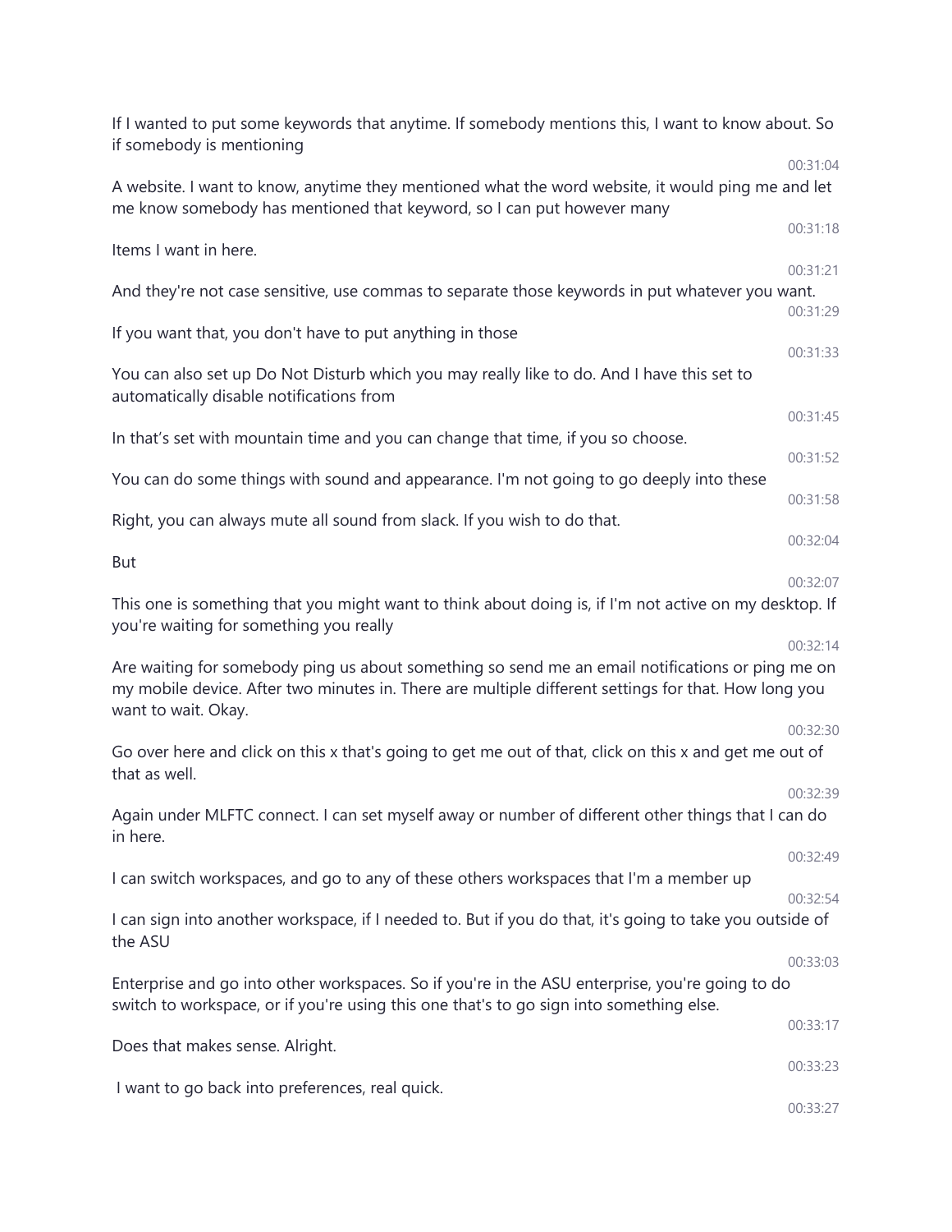If I wanted to put some keywords that anytime. If somebody mentions this, I want to know about. So if somebody is mentioning

00:31:04

A website. I want to know, anytime they mentioned what the word website, it would ping me and let me know somebody has mentioned that keyword, so I can put however many

00:31:18

Items I want in here.

00:31:21

And they're not case sensitive, use commas to separate those keywords in put whatever you want.

00:31:29

If you want that, you don't have to put anything in those

00:31:33

You can also set up Do Not Disturb which you may really like to do. And I have this set to automatically disable notifications from

00:31:45

In that's set with mountain time and you can change that time, if you so choose.

00:31:52

You can do some things with sound and appearance. I'm not going to go deeply into these

00:31:58

Right, you can always mute all sound from slack. If you wish to do that.

00:32:04

But

00:32:07

This one is something that you might want to think about doing is, if I'm not active on my desktop. If you're waiting for something you really

00:32:14

Are waiting for somebody ping us about something so send me an email notifications or ping me on my mobile device. After two minutes in. There are multiple different settings for that. How long you want to wait. Okay.

00:32:30

Go over here and click on this x that's going to get me out of that, click on this x and get me out of that as well.

00:32:39

Again under MLFTC connect. I can set myself away or number of different other things that I can do in here.

00:32:49

I can switch workspaces, and go to any of these others workspaces that I'm a member up

00:32:54

I can sign into another workspace, if I needed to. But if you do that, it's going to take you outside of the ASU

00:33:03

Enterprise and go into other workspaces. So if you're in the ASU enterprise, you're going to do switch to workspace, or if you're using this one that's to go sign into something else.

00:33:17

Does that makes sense. Alright.

00:33:23

I want to go back into preferences, real quick.

00:33:27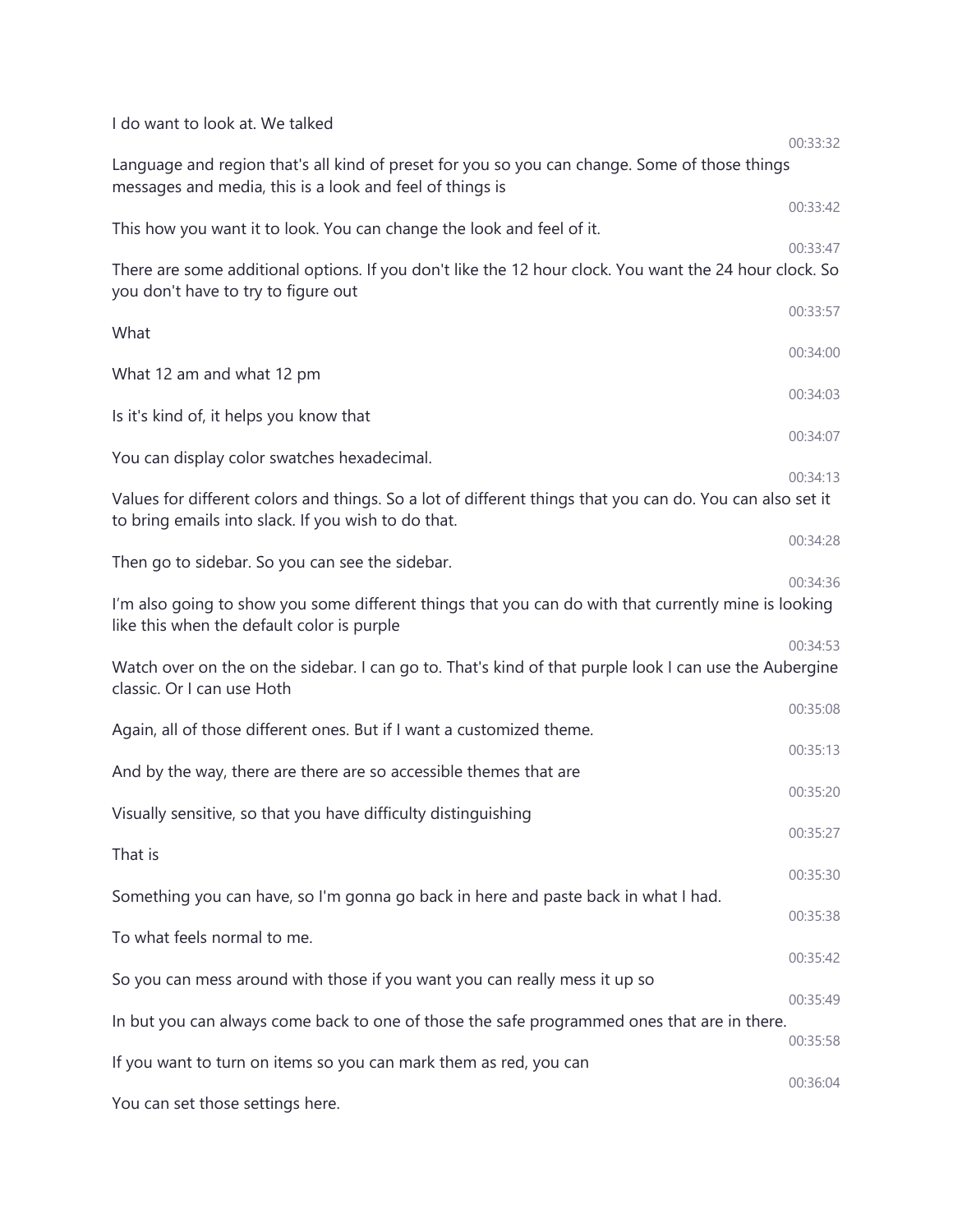I do want to look at. We talked

00:33:32

Language and region that's all kind of preset for you so you can change. Some of those things messages and media, this is a look and feel of things is

00:33:42

This how you want it to look. You can change the look and feel of it.

00:33:47

There are some additional options. If you don't like the 12 hour clock. You want the 24 hour clock. So you don't have to try to figure out

00:33:57

What

00:34:00

What 12 am and what 12 pm

00:34:03

Is it's kind of, it helps you know that

00:34:07

You can display color swatches hexadecimal.

00:34:13

Values for different colors and things. So a lot of different things that you can do. You can also set it to bring emails into slack. If you wish to do that.

00:34:28

Then go to sidebar. So you can see the sidebar.

00:34:36

I'm also going to show you some different things that you can do with that currently mine is looking like this when the default color is purple

00:34:53

Watch over on the on the sidebar. I can go to. That's kind of that purple look I can use the Aubergine classic. Or I can use Hoth

00:35:08

Again, all of those different ones. But if I want a customized theme.

00:35:13

And by the way, there are there are so accessible themes that are

00:35:20

Visually sensitive, so that you have difficulty distinguishing

00:35:27

That is

00:35:30

Something you can have, so I'm gonna go back in here and paste back in what I had.

00:35:38

To what feels normal to me.

00:35:42

So you can mess around with those if you want you can really mess it up so

00:35:49

In but you can always come back to one of those the safe programmed ones that are in there.

00:35:58

If you want to turn on items so you can mark them as red, you can

00:36:04

You can set those settings here.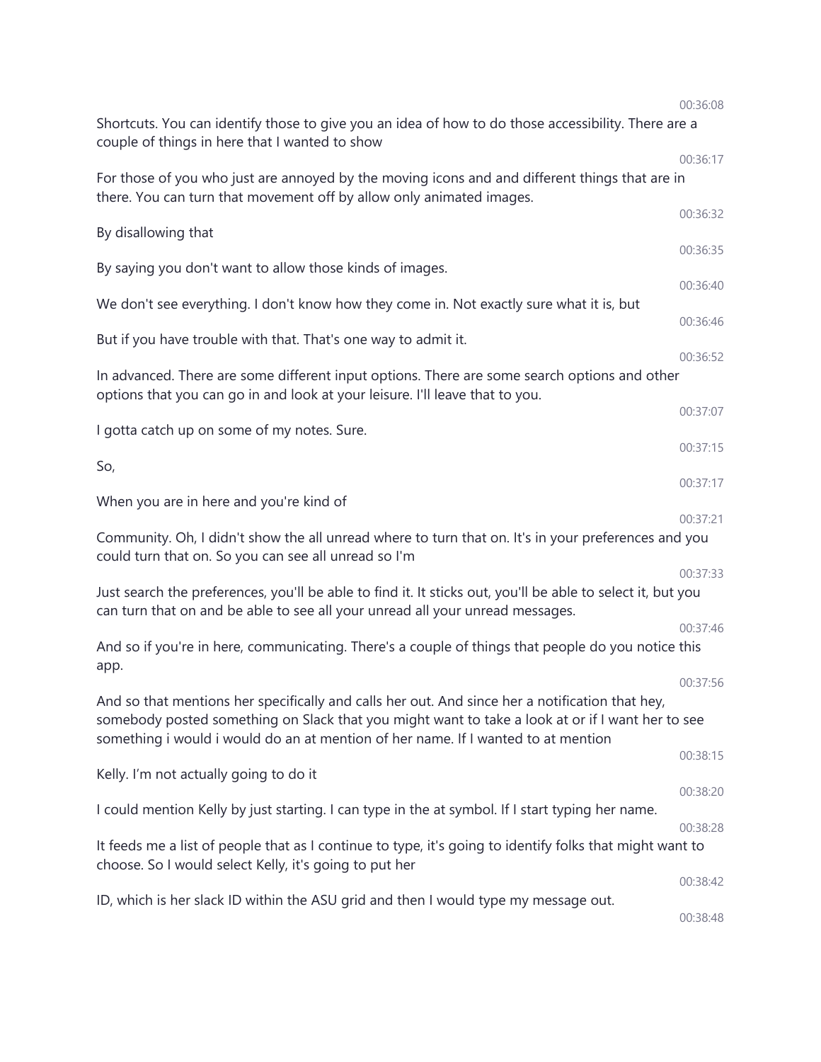00:36:08

Shortcuts. You can identify those to give you an idea of how to do those accessibility. There are a couple of things in here that I wanted to show

00:36:17

For those of you who just are annoyed by the moving icons and and different things that are in there. You can turn that movement off by allow only animated images.

00:36:32

By disallowing that

00:36:35

By saying you don't want to allow those kinds of images.

00:36:40

We don't see everything. I don't know how they come in. Not exactly sure what it is, but

00:36:46

But if you have trouble with that. That's one way to admit it.

00:36:52

In advanced. There are some different input options. There are some search options and other options that you can go in and look at your leisure. I'll leave that to you.

00:37:07

I gotta catch up on some of my notes. Sure.

00:37:15

So,

00:37:17

When you are in here and you're kind of

00:37:21

Community. Oh, I didn't show the all unread where to turn that on. It's in your preferences and you could turn that on. So you can see all unread so I'm

00:37:33

Just search the preferences, you'll be able to find it. It sticks out, you'll be able to select it, but you can turn that on and be able to see all your unread all your unread messages.

00:37:46

And so if you're in here, communicating. There's a couple of things that people do you notice this app.

00:37:56

And so that mentions her specifically and calls her out. And since her a notification that hey, somebody posted something on Slack that you might want to take a look at or if I want her to see something i would i would do an at mention of her name. If I wanted to at mention

00:38:15

Kelly. I'm not actually going to do it

00:38:20

I could mention Kelly by just starting. I can type in the at symbol. If I start typing her name.

00:38:28

It feeds me a list of people that as I continue to type, it's going to identify folks that might want to choose. So I would select Kelly, it's going to put her

00:38:42

ID, which is her slack ID within the ASU grid and then I would type my message out.

00:38:48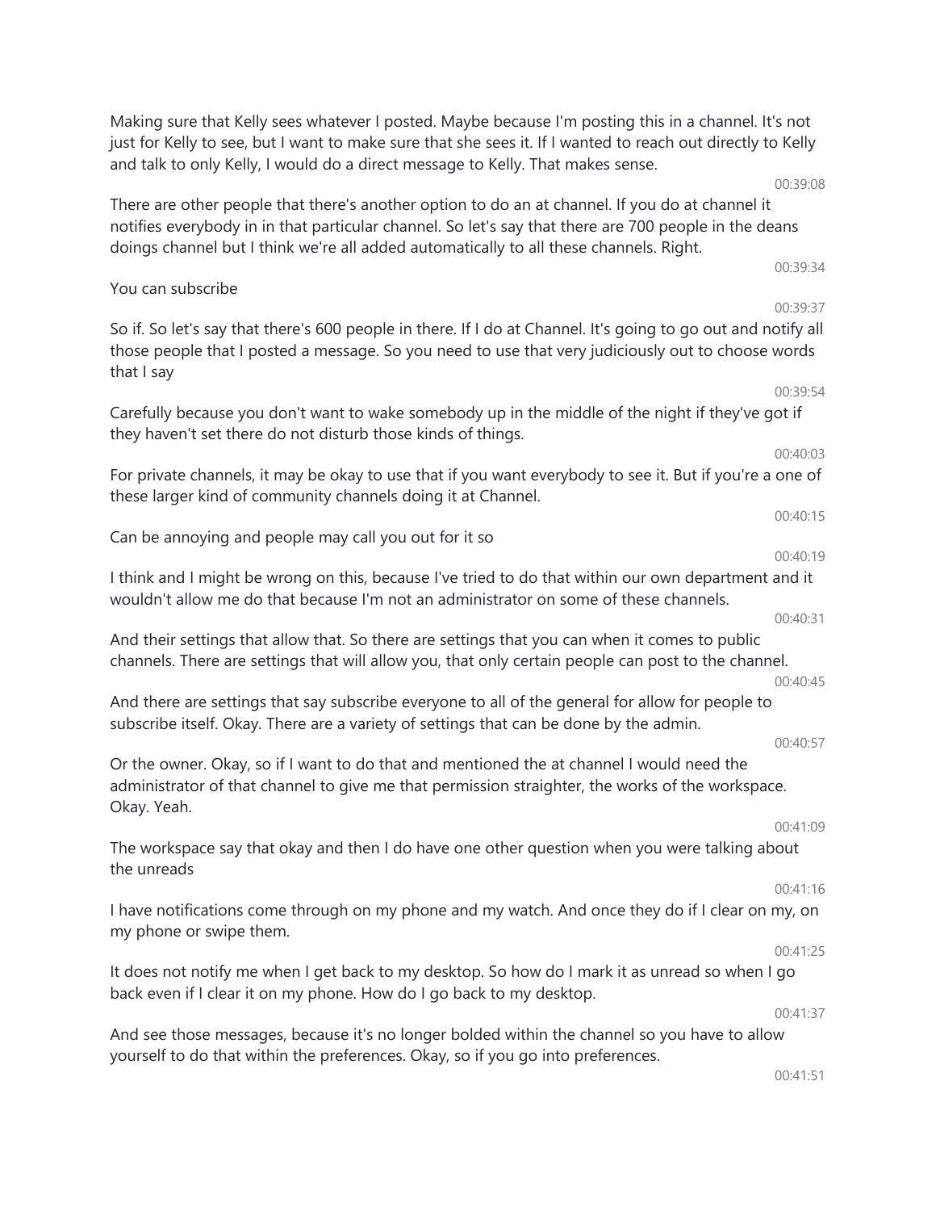Making sure that Kelly sees whatever I posted. Maybe because I'm posting this in a channel. It's not just for Kelly to see, but I want to make sure that she sees it. If I wanted to reach out directly to Kelly and talk to only Kelly, I would do a direct message to Kelly. That makes sense.

00:39:08

There are other people that there's another option to do an at channel. If you do at channel it notifies everybody in in that particular channel. So let's say that there are 700 people in the deans doings channel but I think we're all added automatically to all these channels. Right.

00:39:34

You can subscribe

00:39:37

So if. So let's say that there's 600 people in there. If I do at Channel. It's going to go out and notify all those people that I posted a message. So you need to use that very judiciously out to choose words that I say

00:39:54

Carefully because you don't want to wake somebody up in the middle of the night if they've got if they haven't set there do not disturb those kinds of things.

00:40:03

For private channels, it may be okay to use that if you want everybody to see it. But if you're a one of these larger kind of community channels doing it at Channel.

00:40:15

Can be annoying and people may call you out for it so

00:40:19

I think and I might be wrong on this, because I've tried to do that within our own department and it wouldn't allow me do that because I'm not an administrator on some of these channels.

00:40:31

And their settings that allow that. So there are settings that you can when it comes to public channels. There are settings that will allow you, that only certain people can post to the channel.

00:40:45

And there are settings that say subscribe everyone to all of the general for allow for people to subscribe itself. Okay. There are a variety of settings that can be done by the admin.

00:40:57

Or the owner. Okay, so if I want to do that and mentioned the at channel I would need the administrator of that channel to give me that permission straighter, the works of the workspace. Okay. Yeah.

00:41:09

The workspace say that okay and then I do have one other question when you were talking about the unreads

00:41:16

I have notifications come through on my phone and my watch. And once they do if I clear on my, on my phone or swipe them.

00:41:25

It does not notify me when I get back to my desktop. So how do I mark it as unread so when I go back even if I clear it on my phone. How do I go back to my desktop.

00:41:37

And see those messages, because it's no longer bolded within the channel so you have to allow yourself to do that within the preferences. Okay, so if you go into preferences.

00:41:51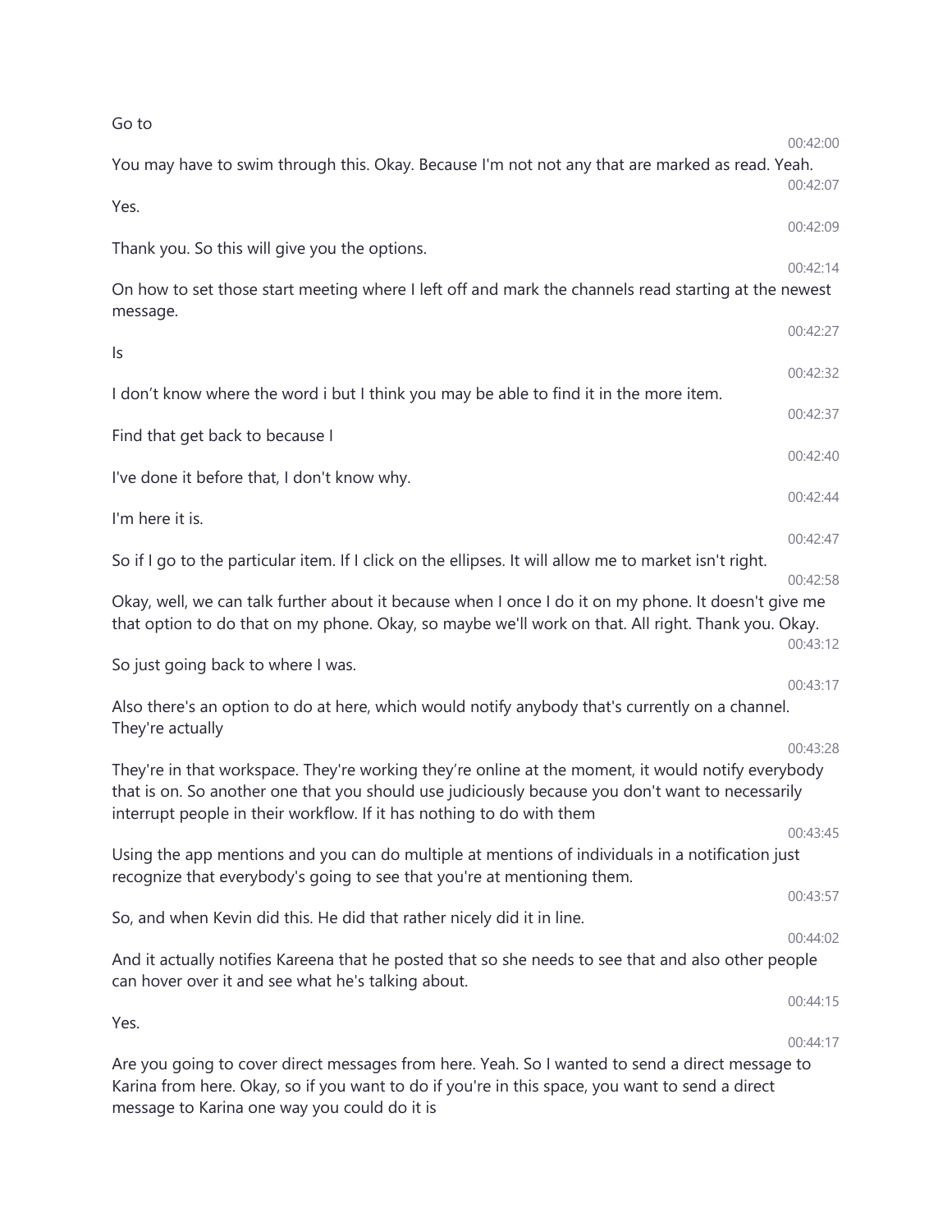Go to

00:42:00

You may have to swim through this. Okay. Because I'm not not any that are marked as read. Yeah.

00:42:07

Yes.

00:42:09

Thank you. So this will give you the options.

00:42:14

On how to set those start meeting where I left off and mark the channels read starting at the newest message.

00:42:27

Is

00:42:32

I don't know where the word i but I think you may be able to find it in the more item.

00:42:37

Find that get back to because I

00:42:40

I've done it before that, I don't know why.

00:42:44

I'm here it is.

00:42:47

So if I go to the particular item. If I click on the ellipses. It will allow me to market isn't right.

00:42:58

Okay, well, we can talk further about it because when I once I do it on my phone. It doesn't give me that option to do that on my phone. Okay, so maybe we'll work on that. All right. Thank you. Okay.

00:43:12

So just going back to where I was.

00:43:17

Also there's an option to do at here, which would notify anybody that's currently on a channel. They're actually

00:43:28

They're in that workspace. They're working they're online at the moment, it would notify everybody that is on. So another one that you should use judiciously because you don't want to necessarily interrupt people in their workflow. If it has nothing to do with them

00:43:45

Using the app mentions and you can do multiple at mentions of individuals in a notification just recognize that everybody's going to see that you're at mentioning them.

00:43:57

So, and when Kevin did this. He did that rather nicely did it in line.

00:44:02

And it actually notifies Kareena that he posted that so she needs to see that and also other people can hover over it and see what he's talking about.

00:44:15

Yes.

00:44:17

Are you going to cover direct messages from here. Yeah. So I wanted to send a direct message to Karina from here. Okay, so if you want to do if you're in this space, you want to send a direct message to Karina one way you could do it is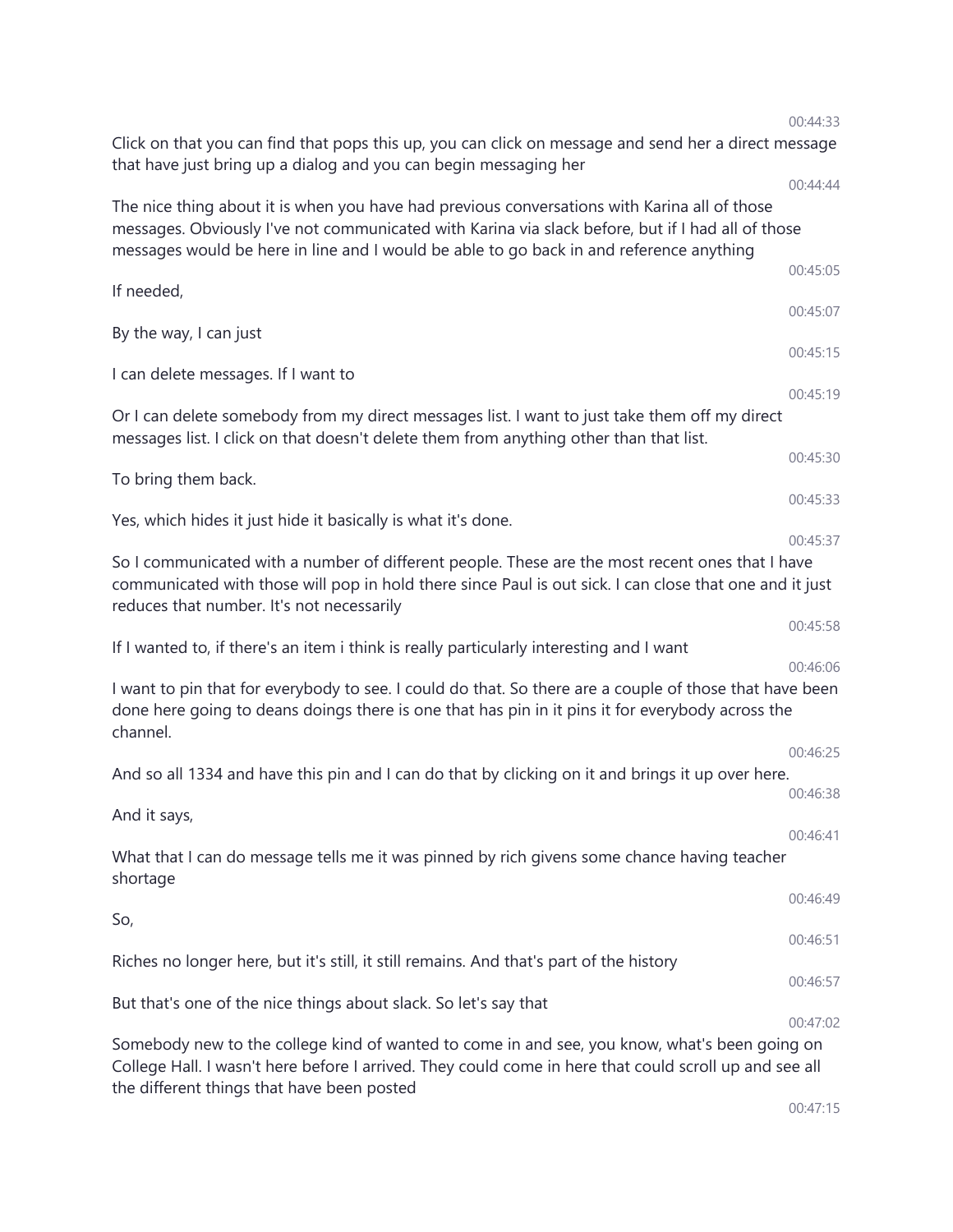00:44:33

Click on that you can find that pops this up, you can click on message and send her a direct message that have just bring up a dialog and you can begin messaging her

00:44:44

The nice thing about it is when you have had previous conversations with Karina all of those messages. Obviously I've not communicated with Karina via slack before, but if I had all of those messages would be here in line and I would be able to go back in and reference anything

00:45:05

If needed,

00:45:07

By the way, I can just

00:45:15

I can delete messages. If I want to

00:45:19

Or I can delete somebody from my direct messages list. I want to just take them off my direct messages list. I click on that doesn't delete them from anything other than that list.

00:45:30

To bring them back.

00:45:33

Yes, which hides it just hide it basically is what it's done.

00:45:37

So I communicated with a number of different people. These are the most recent ones that I have communicated with those will pop in hold there since Paul is out sick. I can close that one and it just reduces that number. It's not necessarily

00:45:58

If I wanted to, if there's an item i think is really particularly interesting and I want

00:46:06

I want to pin that for everybody to see. I could do that. So there are a couple of those that have been done here going to deans doings there is one that has pin in it pins it for everybody across the channel.

00:46:25

And so all 1334 and have this pin and I can do that by clicking on it and brings it up over here.

00:46:38

And it says,

00:46:41

What that I can do message tells me it was pinned by rich givens some chance having teacher shortage

00:46:49

So,

00:46:51

Riches no longer here, but it's still, it still remains. And that's part of the history

00:46:57

But that's one of the nice things about slack. So let's say that

00:47:02

Somebody new to the college kind of wanted to come in and see, you know, what's been going on College Hall. I wasn't here before I arrived. They could come in here that could scroll up and see all the different things that have been posted

00:47:15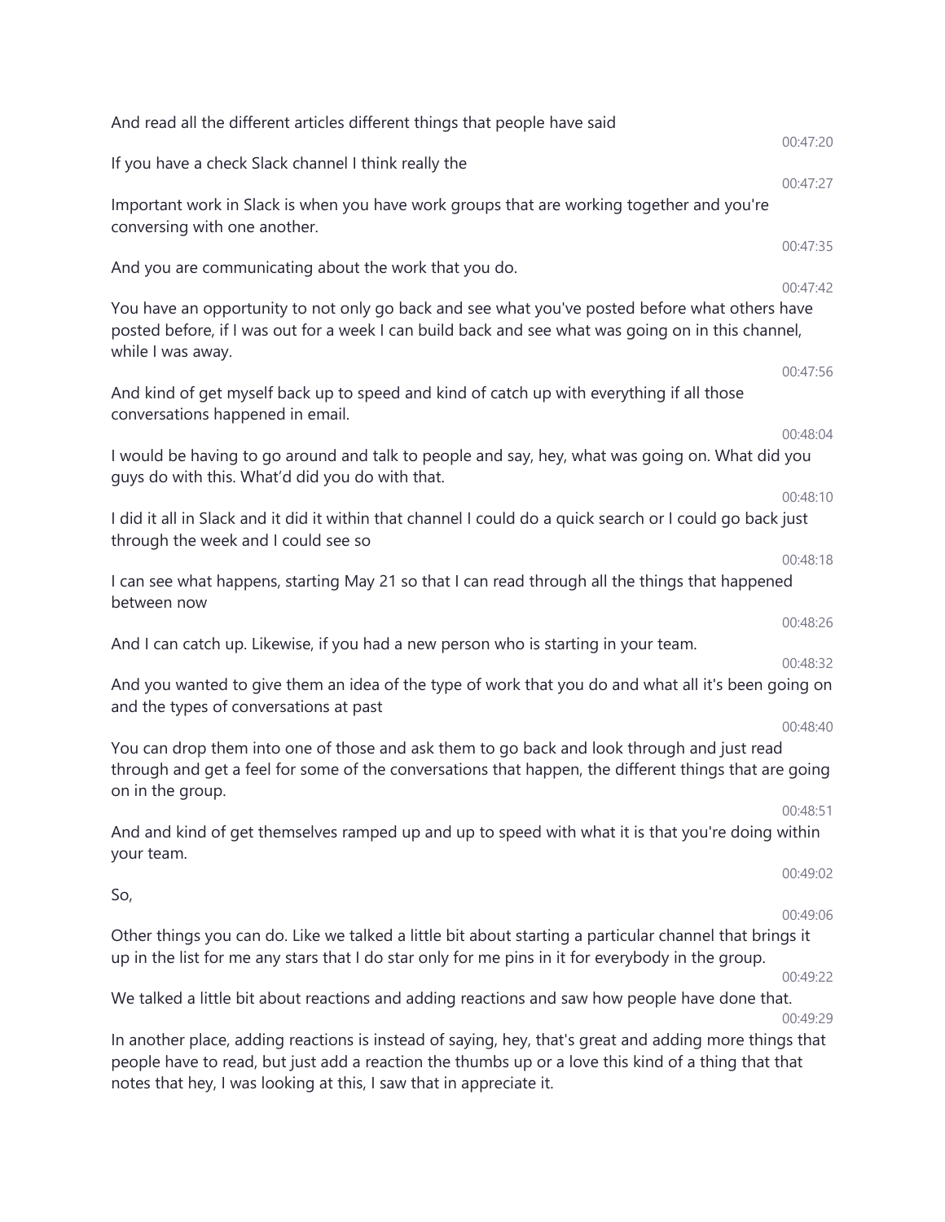And read all the different articles different things that people have said

00:47:20

If you have a check Slack channel I think really the

00:47:27

Important work in Slack is when you have work groups that are working together and you're conversing with one another.

00:47:35

And you are communicating about the work that you do.

00:47:42

You have an opportunity to not only go back and see what you've posted before what others have posted before, if I was out for a week I can build back and see what was going on in this channel, while I was away.

00:47:56

And kind of get myself back up to speed and kind of catch up with everything if all those conversations happened in email.

00:48:04

I would be having to go around and talk to people and say, hey, what was going on. What did you guys do with this. What'd did you do with that.

00:48:10

I did it all in Slack and it did it within that channel I could do a quick search or I could go back just through the week and I could see so

00:48:18

I can see what happens, starting May 21 so that I can read through all the things that happened between now

00:48:26

And I can catch up. Likewise, if you had a new person who is starting in your team.

00:48:32

And you wanted to give them an idea of the type of work that you do and what all it's been going on and the types of conversations at past

00:48:40

You can drop them into one of those and ask them to go back and look through and just read through and get a feel for some of the conversations that happen, the different things that are going on in the group.

00:48:51

And and kind of get themselves ramped up and up to speed with what it is that you're doing within your team.

00:49:02

So,

00:49:06

Other things you can do. Like we talked a little bit about starting a particular channel that brings it up in the list for me any stars that I do star only for me pins in it for everybody in the group.

00:49:22

We talked a little bit about reactions and adding reactions and saw how people have done that.

00:49:29

In another place, adding reactions is instead of saying, hey, that's great and adding more things that people have to read, but just add a reaction the thumbs up or a love this kind of a thing that that notes that hey, I was looking at this, I saw that in appreciate it.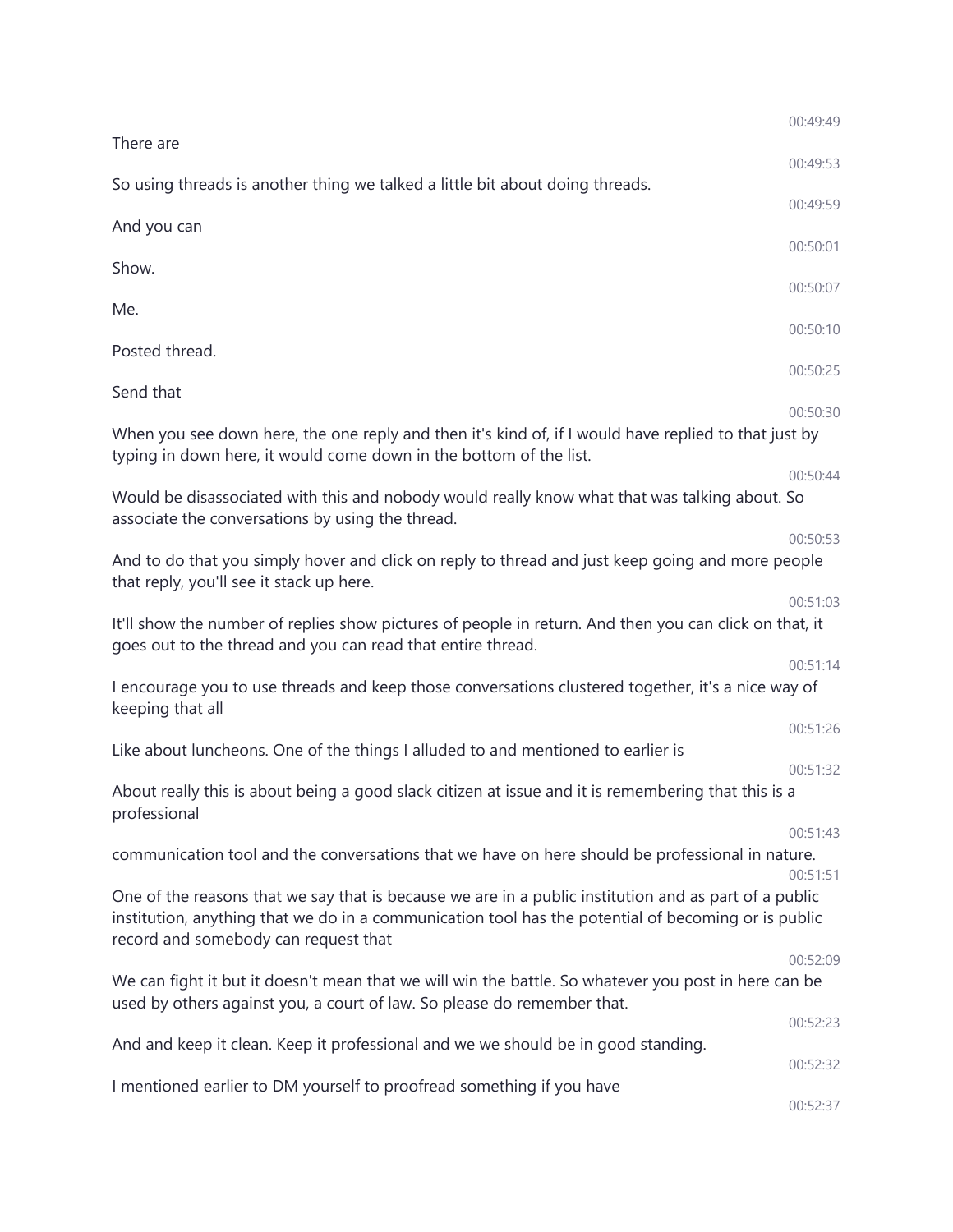00:49:49

There are

00:49:53

So using threads is another thing we talked a little bit about doing threads.

00:49:59

And you can

00:50:01

Show.

00:50:07

Me.

00:50:10

Posted thread.

00:50:25

Send that

00:50:30

When you see down here, the one reply and then it's kind of, if I would have replied to that just by typing in down here, it would come down in the bottom of the list.

00:50:44

Would be disassociated with this and nobody would really know what that was talking about. So associate the conversations by using the thread.

00:50:53

And to do that you simply hover and click on reply to thread and just keep going and more people that reply, you'll see it stack up here.

00:51:03

It'll show the number of replies show pictures of people in return. And then you can click on that, it goes out to the thread and you can read that entire thread.

00:51:14

I encourage you to use threads and keep those conversations clustered together, it's a nice way of keeping that all

00:51:26

Like about luncheons. One of the things I alluded to and mentioned to earlier is

00:51:32

About really this is about being a good slack citizen at issue and it is remembering that this is a professional

00:51:43

communication tool and the conversations that we have on here should be professional in nature.

00:51:51

One of the reasons that we say that is because we are in a public institution and as part of a public institution, anything that we do in a communication tool has the potential of becoming or is public record and somebody can request that

00:52:09

We can fight it but it doesn't mean that we will win the battle. So whatever you post in here can be used by others against you, a court of law. So please do remember that.

00:52:23

And and keep it clean. Keep it professional and we we should be in good standing.

00:52:32

I mentioned earlier to DM yourself to proofread something if you have

00:52:37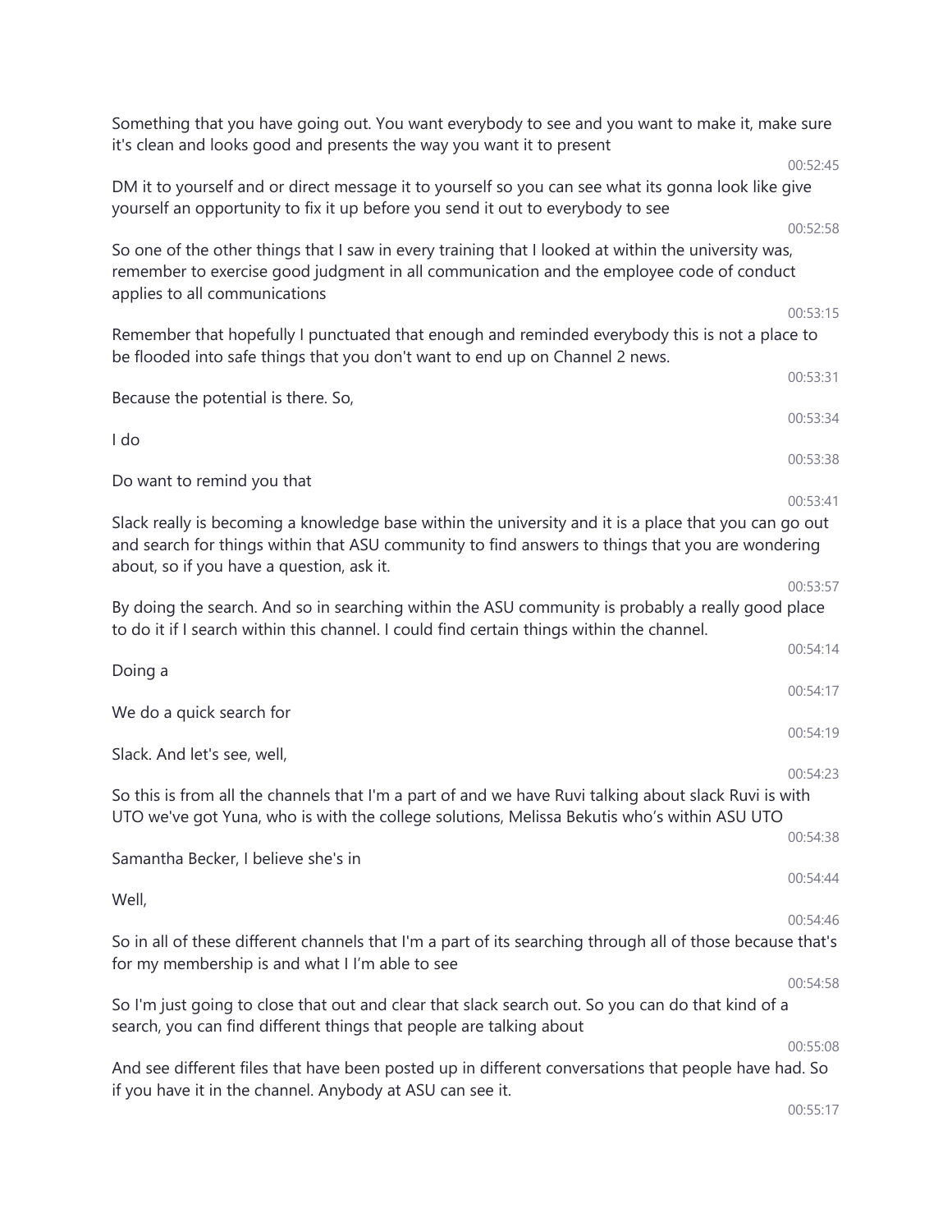Something that you have going out. You want everybody to see and you want to make it, make sure it's clean and looks good and presents the way you want it to present

00:52:45

DM it to yourself and or direct message it to yourself so you can see what its gonna look like give yourself an opportunity to fix it up before you send it out to everybody to see

00:52:58

So one of the other things that I saw in every training that I looked at within the university was, remember to exercise good judgment in all communication and the employee code of conduct applies to all communications

00:53:15

Remember that hopefully I punctuated that enough and reminded everybody this is not a place to be flooded into safe things that you don't want to end up on Channel 2 news.

00:53:31

Because the potential is there. So,

00:53:34

I do

00:53:38

Do want to remind you that

00:53:41

Slack really is becoming a knowledge base within the university and it is a place that you can go out and search for things within that ASU community to find answers to things that you are wondering about, so if you have a question, ask it.

00:53:57

By doing the search. And so in searching within the ASU community is probably a really good place to do it if I search within this channel. I could find certain things within the channel.

00:54:14

Doing a

00:54:17

We do a quick search for

00:54:19

Slack. And let's see, well,

00:54:23

So this is from all the channels that I'm a part of and we have Ruvi talking about slack Ruvi is with UTO we've got Yuna, who is with the college solutions, Melissa Bekutis who's within ASU UTO

00:54:38

Samantha Becker, I believe she's in

00:54:44

Well,

00:54:46

So in all of these different channels that I'm a part of its searching through all of those because that's for my membership is and what I I'm able to see

00:54:58

So I'm just going to close that out and clear that slack search out. So you can do that kind of a search, you can find different things that people are talking about

00:55:08

And see different files that have been posted up in different conversations that people have had. So if you have it in the channel. Anybody at ASU can see it.

00:55:17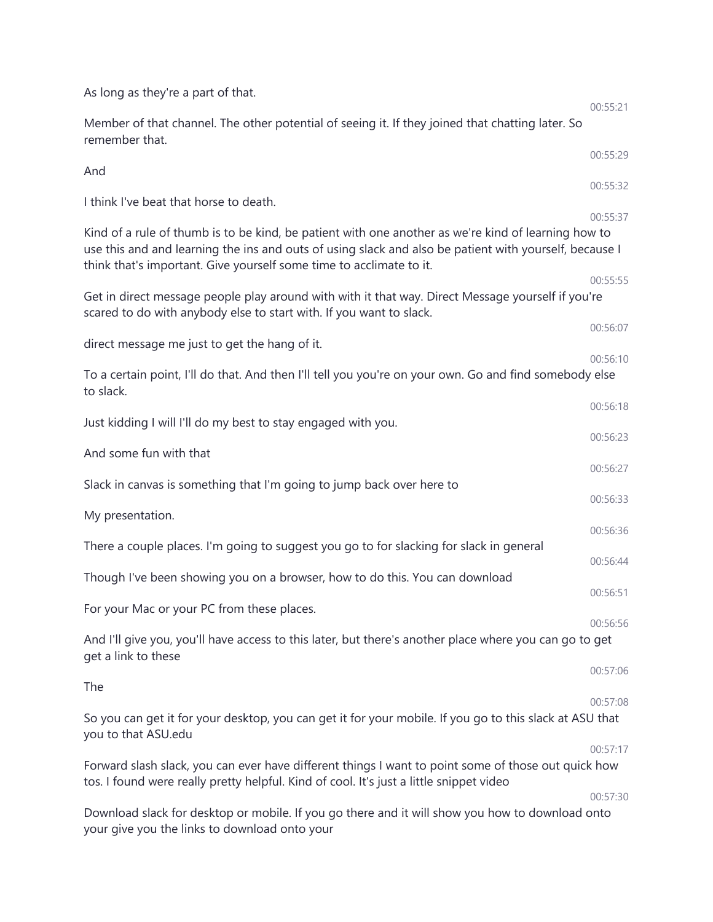As long as they're a part of that.

00:55:21

Member of that channel. The other potential of seeing it. If they joined that chatting later. So remember that.

00:55:29

And

00:55:32

I think I've beat that horse to death.

00:55:37

Kind of a rule of thumb is to be kind, be patient with one another as we're kind of learning how to use this and and learning the ins and outs of using slack and also be patient with yourself, because I think that's important. Give yourself some time to acclimate to it.

00:55:55

Get in direct message people play around with with it that way. Direct Message yourself if you're scared to do with anybody else to start with. If you want to slack.

00:56:07

direct message me just to get the hang of it.

00:56:10

To a certain point, I'll do that. And then I'll tell you you're on your own. Go and find somebody else to slack.

00:56:18

Just kidding I will I'll do my best to stay engaged with you.

00:56:23

And some fun with that

00:56:27

Slack in canvas is something that I'm going to jump back over here to

00:56:33

My presentation.

00:56:36

There a couple places. I'm going to suggest you go to for slacking for slack in general

00:56:44

Though I've been showing you on a browser, how to do this. You can download

00:56:51

For your Mac or your PC from these places.

00:56:56

And I'll give you, you'll have access to this later, but there's another place where you can go to get get a link to these

00:57:06

The

00:57:08

So you can get it for your desktop, you can get it for your mobile. If you go to this slack at ASU that you to that ASU.edu

00:57:17

Forward slash slack, you can ever have different things I want to point some of those out quick how tos. I found were really pretty helpful. Kind of cool. It's just a little snippet video

00:57:30

Download slack for desktop or mobile. If you go there and it will show you how to download onto your give you the links to download onto your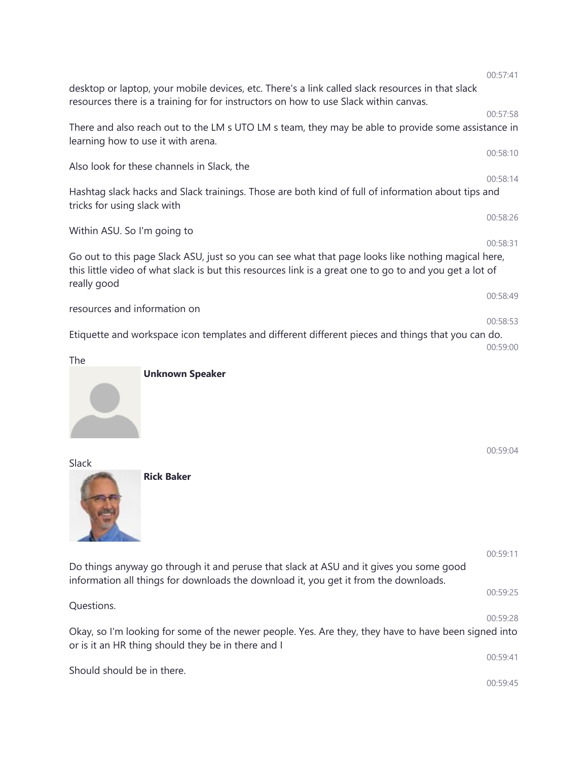00:57:41

desktop or laptop, your mobile devices, etc. There's a link called slack resources in that slack resources there is a training for for instructors on how to use Slack within canvas.

00:57:58

There and also reach out to the LM s UTO LM s team, they may be able to provide some assistance in learning how to use it with arena.

00:58:10

Also look for these channels in Slack, the

00:58:14

Hashtag slack hacks and Slack trainings. Those are both kind of full of information about tips and tricks for using slack with

00:58:26

Within ASU. So I'm going to

00:58:31

Go out to this page Slack ASU, just so you can see what that page looks like nothing magical here, this little video of what slack is but this resources link is a great one to go to and you get a lot of really good

00:58:49

resources and information on

00:58:53

Etiquette and workspace icon templates and different different pieces and things that you can do.

00:59:00

The

**Unknown Speaker**

00:59:04

Slack

**Rick Baker**

00:59:11

Do things anyway go through it and peruse that slack at ASU and it gives you some good information all things for downloads the download it, you get it from the downloads.

00:59:25

Questions.

00:59:28

Okay, so I'm looking for some of the newer people. Yes. Are they, they have to have been signed into or is it an HR thing should they be in there and I

00:59:41

Should should be in there.

00:59:45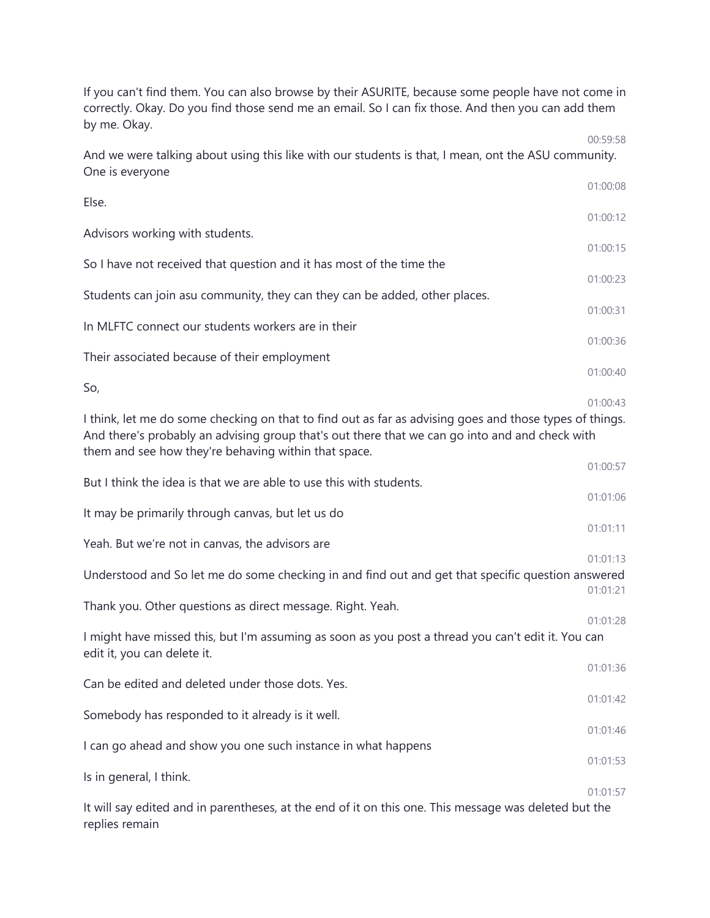If you can't find them. You can also browse by their ASURITE, because some people have not come in correctly. Okay. Do you find those send me an email. So I can fix those. And then you can add them by me. Okay.

00:59:58

And we were talking about using this like with our students is that, I mean, ont the ASU community. One is everyone

01:00:08

Else.

01:00:12

Advisors working with students.

01:00:15

So I have not received that question and it has most of the time the

01:00:23

Students can join asu community, they can they can be added, other places.

01:00:31

In MLFTC connect our students workers are in their

01:00:36

Their associated because of their employment

01:00:40

So,

01:00:43

I think, let me do some checking on that to find out as far as advising goes and those types of things. And there's probably an advising group that's out there that we can go into and and check with them and see how they're behaving within that space.

01:00:57

But I think the idea is that we are able to use this with students.

01:01:06

It may be primarily through canvas, but let us do

01:01:11

Yeah. But we're not in canvas, the advisors are

01:01:13

Understood and So let me do some checking in and find out and get that specific question answered

01:01:21

Thank you. Other questions as direct message. Right. Yeah.

01:01:28

I might have missed this, but I'm assuming as soon as you post a thread you can't edit it. You can edit it, you can delete it.

01:01:36

Can be edited and deleted under those dots. Yes.

01:01:42

Somebody has responded to it already is it well.

01:01:46

I can go ahead and show you one such instance in what happens

01:01:53

Is in general, I think.

01:01:57

It will say edited and in parentheses, at the end of it on this one. This message was deleted but the replies remain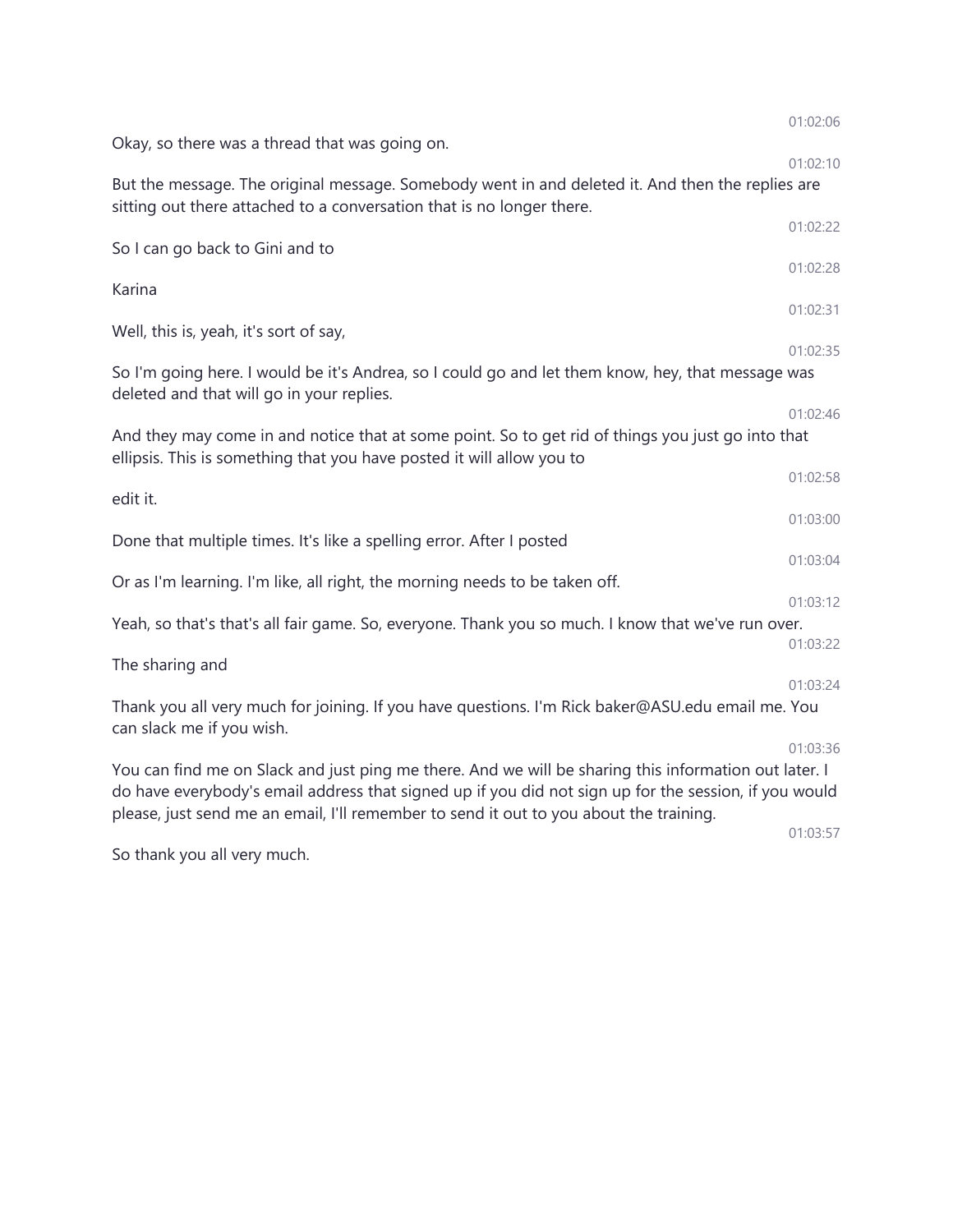01:02:06

Okay, so there was a thread that was going on.

01:02:10

But the message. The original message. Somebody went in and deleted it. And then the replies are sitting out there attached to a conversation that is no longer there.

01:02:22

So I can go back to Gini and to

01:02:28

Karina

01:02:31

Well, this is, yeah, it's sort of say,

01:02:35

So I'm going here. I would be it's Andrea, so I could go and let them know, hey, that message was deleted and that will go in your replies.

01:02:46

And they may come in and notice that at some point. So to get rid of things you just go into that ellipsis. This is something that you have posted it will allow you to

01:02:58

edit it.

01:03:00

Done that multiple times. It's like a spelling error. After I posted

01:03:04

Or as I'm learning. I'm like, all right, the morning needs to be taken off.

01:03:12

Yeah, so that's that's all fair game. So, everyone. Thank you so much. I know that we've run over.

01:03:22

The sharing and

01:03:24

Thank you all very much for joining. If you have questions. I'm Rick baker@ASU.edu email me. You can slack me if you wish.

01:03:36

You can find me on Slack and just ping me there. And we will be sharing this information out later. I do have everybody's email address that signed up if you did not sign up for the session, if you would please, just send me an email, I'll remember to send it out to you about the training.

01:03:57

So thank you all very much.